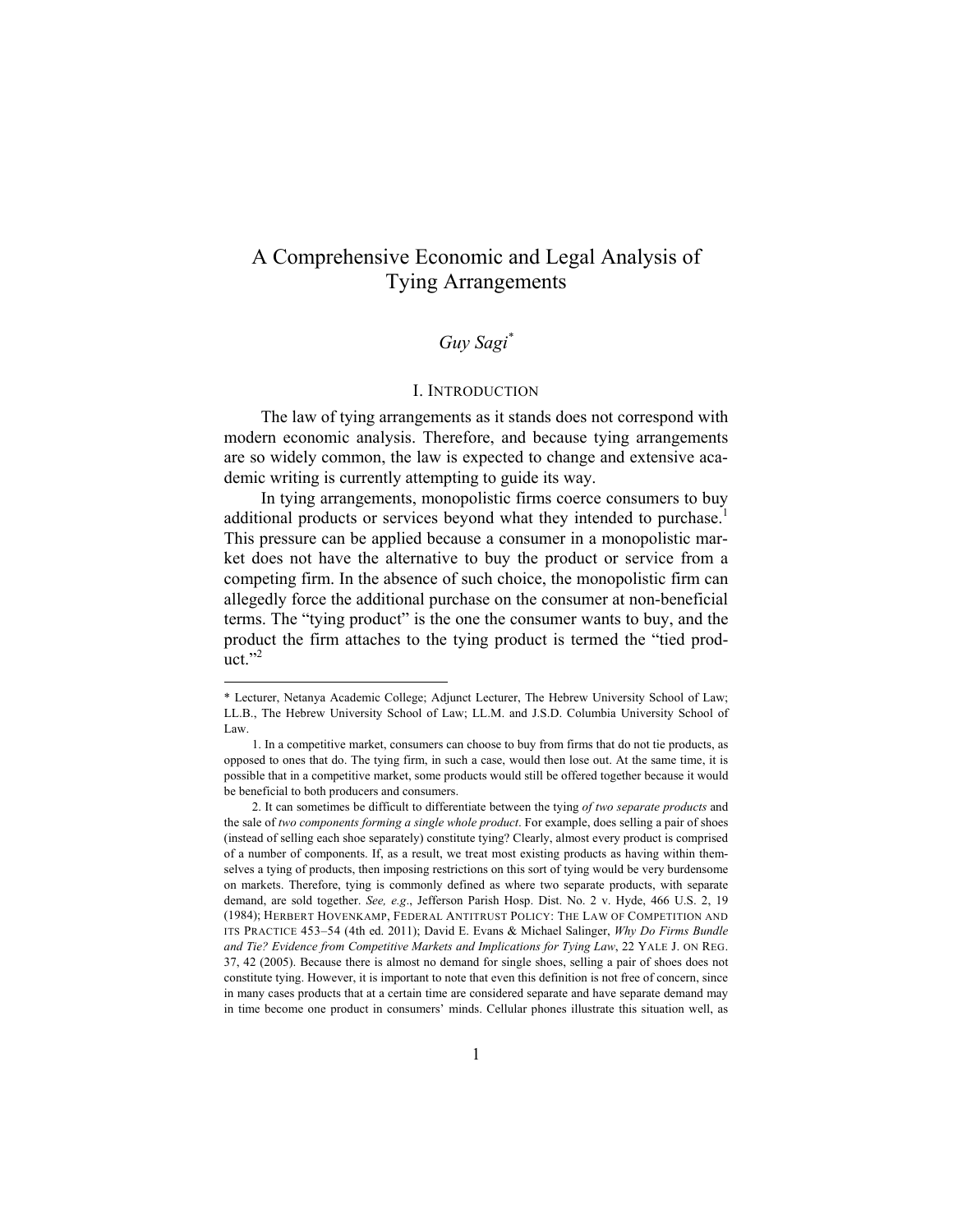# A Comprehensive Economic and Legal Analysis of Tying Arrangements

*Guy Sagi*[*]

## I. INTRODUCTION

The law of tying arrangements as it stands does not correspond with modern economic analysis. Therefore, and because tying arrangements are so widely common, the law is expected to change and extensive academic writing is currently attempting to guide its way.

In tying arrangements, monopolistic firms coerce consumers to buy additional products or services beyond what they intended to purchase.[1] This pressure can be applied because a consumer in a monopolistic market does not have the alternative to buy the product or service from a competing firm. In the absence of such choice, the monopolistic firm can allegedly force the additional purchase on the consumer at non-beneficial terms. The "tying product" is the one the consumer wants to buy, and the product the firm attaches to the tying product is termed the "tied product."[2]

---

\* Lecturer, Netanya Academic College; Adjunct Lecturer, The Hebrew University School of Law; LL.B., The Hebrew University School of Law; LL.M. and J.S.D. Columbia University School of Law.

1. In a competitive market, consumers can choose to buy from firms that do not tie products, as opposed to ones that do. The tying firm, in such a case, would then lose out. At the same time, it is possible that in a competitive market, some products would still be offered together because it would be beneficial to both producers and consumers.

2. It can sometimes be difficult to differentiate between the tying *of two separate products* and the sale of *two components forming a single whole product*. For example, does selling a pair of shoes (instead of selling each shoe separately) constitute tying? Clearly, almost every product is comprised of a number of components. If, as a result, we treat most existing products as having within themselves a tying of products, then imposing restrictions on this sort of tying would be very burdensome on markets. Therefore, tying is commonly defined as where two separate products, with separate demand, are sold together. *See, e.g.*, Jefferson Parish Hosp. Dist. No. 2 v. Hyde, 466 U.S. 2, 19 (1984); HERBERT HOVENKAMP, FEDERAL ANTITRUST POLICY: THE LAW OF COMPETITION AND ITS PRACTICE 453–54 (4th ed. 2011); David E. Evans & Michael Salinger, *Why Do Firms Bundle and Tie? Evidence from Competitive Markets and Implications for Tying Law*, 22 YALE J. ON REG. 37, 42 (2005). Because there is almost no demand for single shoes, selling a pair of shoes does not constitute tying. However, it is important to note that even this definition is not free of concern, since in many cases products that at a certain time are considered separate and have separate demand may in time become one product in consumers' minds. Cellular phones illustrate this situation well, as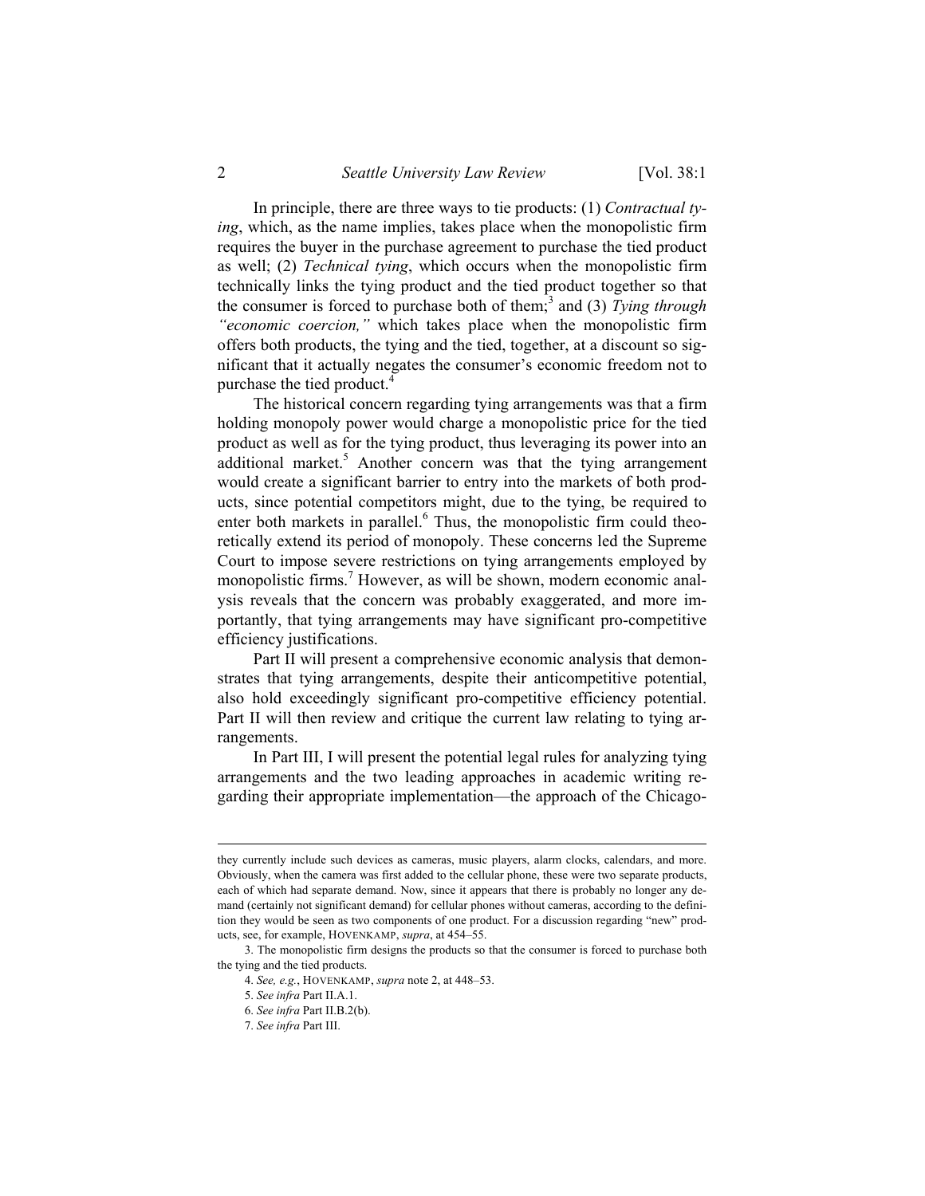In principle, there are three ways to tie products: (1) *Contractual tying*, which, as the name implies, takes place when the monopolistic firm requires the buyer in the purchase agreement to purchase the tied product as well; (2) *Technical tying*, which occurs when the monopolistic firm technically links the tying product and the tied product together so that the consumer is forced to purchase both of them;[3] and (3) *Tying through "economic coercion,"* which takes place when the monopolistic firm offers both products, the tying and the tied, together, at a discount so significant that it actually negates the consumer's economic freedom not to purchase the tied product.[4]

The historical concern regarding tying arrangements was that a firm holding monopoly power would charge a monopolistic price for the tied product as well as for the tying product, thus leveraging its power into an additional market.[5] Another concern was that the tying arrangement would create a significant barrier to entry into the markets of both products, since potential competitors might, due to the tying, be required to enter both markets in parallel.[6] Thus, the monopolistic firm could theoretically extend its period of monopoly. These concerns led the Supreme Court to impose severe restrictions on tying arrangements employed by monopolistic firms.[7] However, as will be shown, modern economic analysis reveals that the concern was probably exaggerated, and more importantly, that tying arrangements may have significant pro-competitive efficiency justifications.

Part II will present a comprehensive economic analysis that demonstrates that tying arrangements, despite their anticompetitive potential, also hold exceedingly significant pro-competitive efficiency potential. Part II will then review and critique the current law relating to tying arrangements.

In Part III, I will present the potential legal rules for analyzing tying arrangements and the two leading approaches in academic writing regarding their appropriate implementation—the approach of the Chicago-

---

they currently include such devices as cameras, music players, alarm clocks, calendars, and more. Obviously, when the camera was first added to the cellular phone, these were two separate products, each of which had separate demand. Now, since it appears that there is probably no longer any demand (certainly not significant demand) for cellular phones without cameras, according to the definition they would be seen as two components of one product. For a discussion regarding "new" products, see, for example, HOVENKAMP, *supra*, at 454–55.

3. The monopolistic firm designs the products so that the consumer is forced to purchase both the tying and the tied products.

4. *See, e.g.*, HOVENKAMP, *supra* note 2, at 448–53.

5. *See infra* Part II.A.1.

6. *See infra* Part II.B.2(b).

7. *See infra* Part III.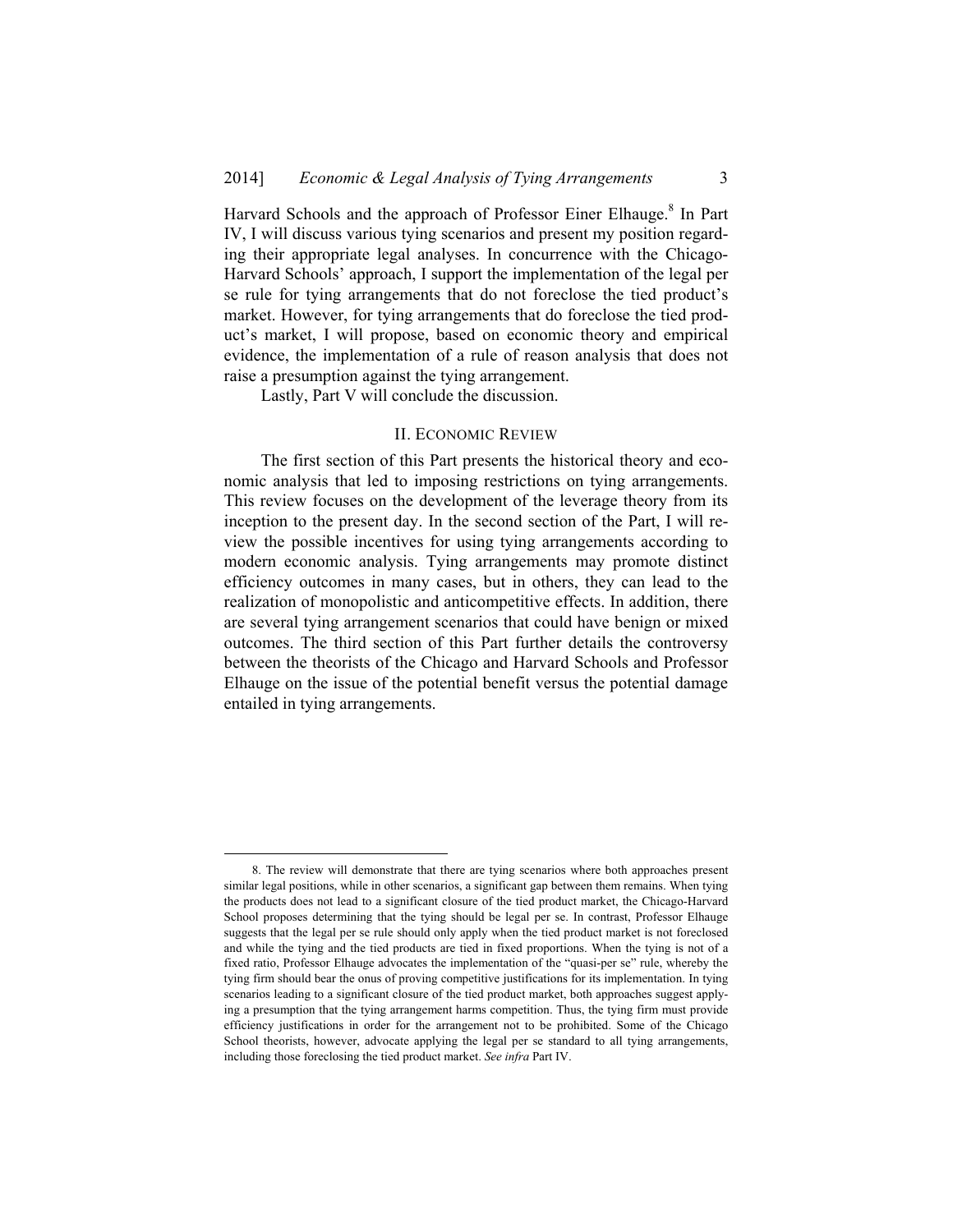Harvard Schools and the approach of Professor Einer Elhauge.[8] In Part IV, I will discuss various tying scenarios and present my position regarding their appropriate legal analyses. In concurrence with the Chicago-Harvard Schools' approach, I support the implementation of the legal per se rule for tying arrangements that do not foreclose the tied product's market. However, for tying arrangements that do foreclose the tied product's market, I will propose, based on economic theory and empirical evidence, the implementation of a rule of reason analysis that does not raise a presumption against the tying arrangement.

Lastly, Part V will conclude the discussion.

## II. ECONOMIC REVIEW

The first section of this Part presents the historical theory and economic analysis that led to imposing restrictions on tying arrangements. This review focuses on the development of the leverage theory from its inception to the present day. In the second section of the Part, I will review the possible incentives for using tying arrangements according to modern economic analysis. Tying arrangements may promote distinct efficiency outcomes in many cases, but in others, they can lead to the realization of monopolistic and anticompetitive effects. In addition, there are several tying arrangement scenarios that could have benign or mixed outcomes. The third section of this Part further details the controversy between the theorists of the Chicago and Harvard Schools and Professor Elhauge on the issue of the potential benefit versus the potential damage entailed in tying arrangements.

---

8. The review will demonstrate that there are tying scenarios where both approaches present similar legal positions, while in other scenarios, a significant gap between them remains. When tying the products does not lead to a significant closure of the tied product market, the Chicago-Harvard School proposes determining that the tying should be legal per se. In contrast, Professor Elhauge suggests that the legal per se rule should only apply when the tied product market is not foreclosed and while the tying and the tied products are tied in fixed proportions. When the tying is not of a fixed ratio, Professor Elhauge advocates the implementation of the "quasi-per se" rule, whereby the tying firm should bear the onus of proving competitive justifications for its implementation. In tying scenarios leading to a significant closure of the tied product market, both approaches suggest applying a presumption that the tying arrangement harms competition. Thus, the tying firm must provide efficiency justifications in order for the arrangement not to be prohibited. Some of the Chicago School theorists, however, advocate applying the legal per se standard to all tying arrangements, including those foreclosing the tied product market. *See infra* Part IV.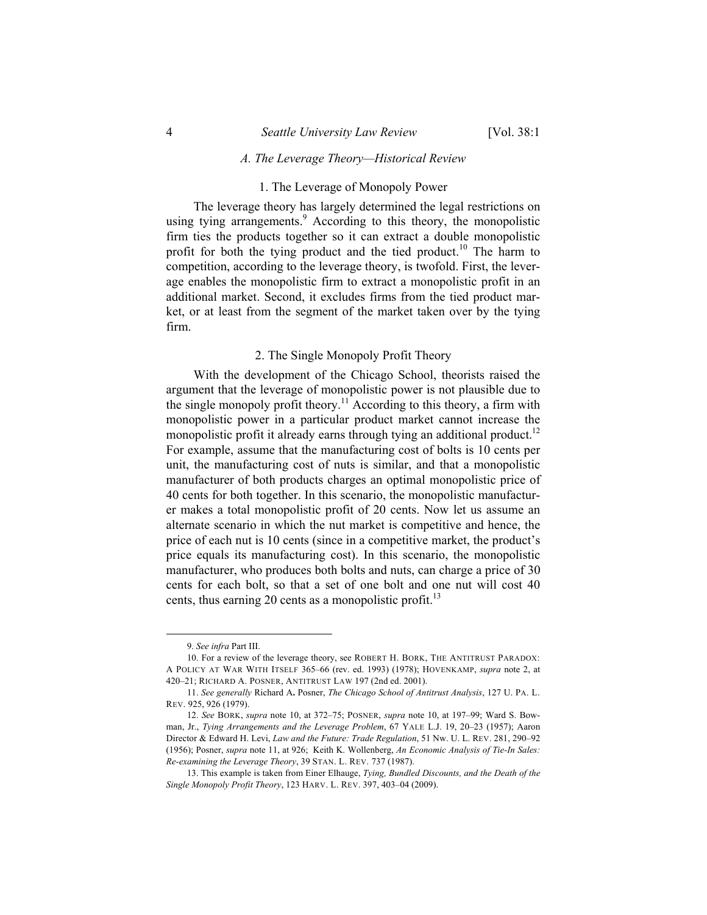### *A. The Leverage Theory—Historical Review*

#### 1. The Leverage of Monopoly Power

The leverage theory has largely determined the legal restrictions on using tying arrangements.[9] According to this theory, the monopolistic firm ties the products together so it can extract a double monopolistic profit for both the tying product and the tied product.[10] The harm to competition, according to the leverage theory, is twofold. First, the leverage enables the monopolistic firm to extract a monopolistic profit in an additional market. Second, it excludes firms from the tied product market, or at least from the segment of the market taken over by the tying firm.

#### 2. The Single Monopoly Profit Theory

With the development of the Chicago School, theorists raised the argument that the leverage of monopolistic power is not plausible due to the single monopoly profit theory.[11] According to this theory, a firm with monopolistic power in a particular product market cannot increase the monopolistic profit it already earns through tying an additional product.[12] For example, assume that the manufacturing cost of bolts is 10 cents per unit, the manufacturing cost of nuts is similar, and that a monopolistic manufacturer of both products charges an optimal monopolistic price of 40 cents for both together. In this scenario, the monopolistic manufacturer makes a total monopolistic profit of 20 cents. Now let us assume an alternate scenario in which the nut market is competitive and hence, the price of each nut is 10 cents (since in a competitive market, the product's price equals its manufacturing cost). In this scenario, the monopolistic manufacturer, who produces both bolts and nuts, can charge a price of 30 cents for each bolt, so that a set of one bolt and one nut will cost 40 cents, thus earning 20 cents as a monopolistic profit.[13]

---

9. *See infra* Part III.

10. For a review of the leverage theory, see ROBERT H. BORK, THE ANTITRUST PARADOX: A POLICY AT WAR WITH ITSELF 365–66 (rev. ed. 1993) (1978); HOVENKAMP, *supra* note 2, at 420–21; RICHARD A. POSNER, ANTITRUST LAW 197 (2nd ed. 2001).

11. *See generally* Richard A**.** Posner, *The Chicago School of Antitrust Analysis*, 127 U. PA. L. REV. 925, 926 (1979).

12. *See* BORK, *supra* note 10, at 372–75; POSNER, *supra* note 10, at 197–99; Ward S. Bowman, Jr., *Tying Arrangements and the Leverage Problem*, 67 YALE L.J. 19, 20–23 (1957); Aaron Director & Edward H. Levi, *Law and the Future: Trade Regulation*, 51 NW. U. L. REV. 281, 290–92 (1956); Posner, *supra* note 11, at 926; Keith K. Wollenberg, *An Economic Analysis of Tie-In Sales: Re-examining the Leverage Theory*, 39 STAN. L. REV. 737 (1987).

13. This example is taken from Einer Elhauge, *Tying, Bundled Discounts, and the Death of the Single Monopoly Profit Theory*, 123 HARV. L. REV. 397, 403–04 (2009).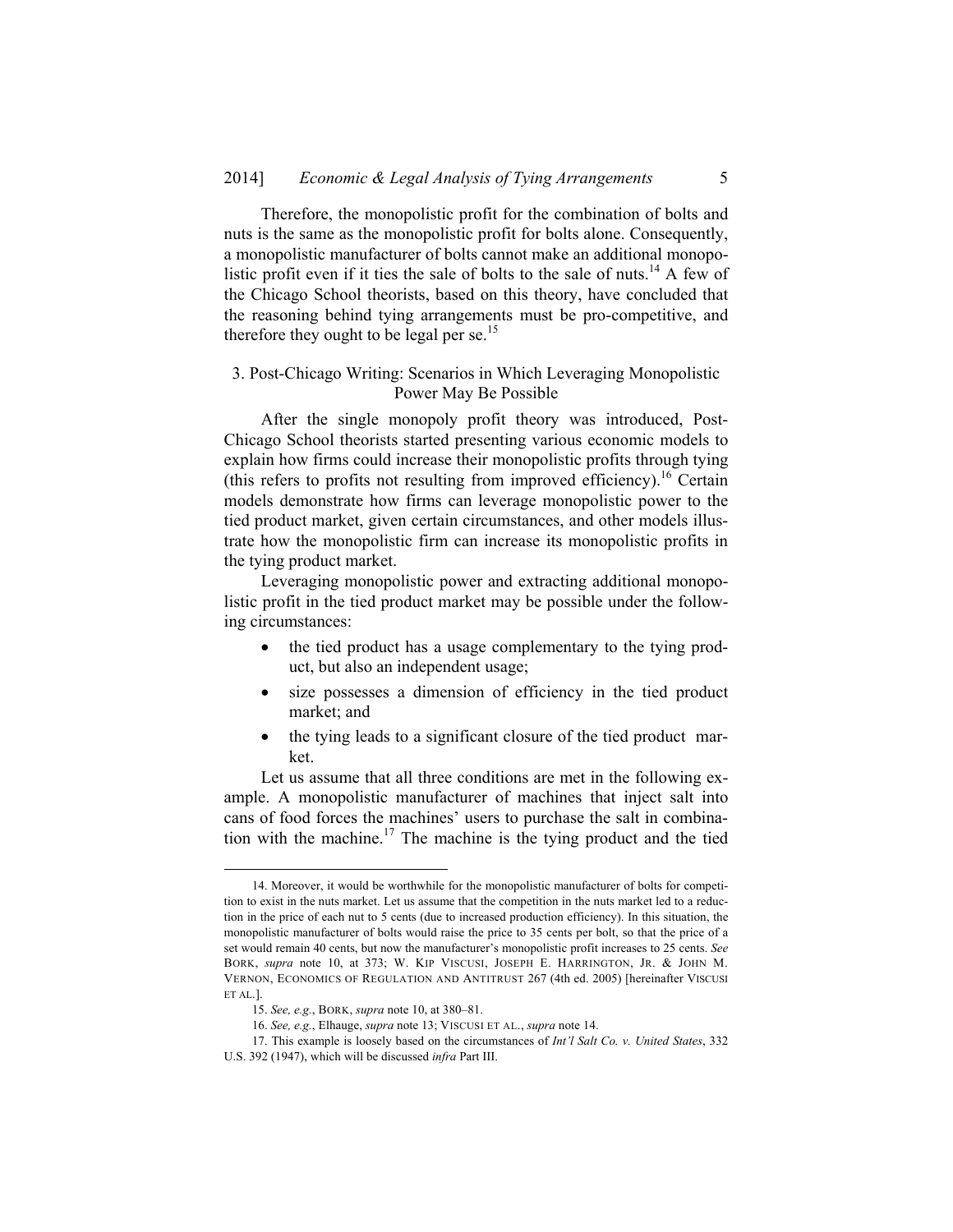Therefore, the monopolistic profit for the combination of bolts and nuts is the same as the monopolistic profit for bolts alone. Consequently, a monopolistic manufacturer of bolts cannot make an additional monopolistic profit even if it ties the sale of bolts to the sale of nuts.[14] A few of the Chicago School theorists, based on this theory, have concluded that the reasoning behind tying arrangements must be pro-competitive, and therefore they ought to be legal per se.[15]

### 3. Post-Chicago Writing: Scenarios in Which Leveraging Monopolistic Power May Be Possible

After the single monopoly profit theory was introduced, Post-Chicago School theorists started presenting various economic models to explain how firms could increase their monopolistic profits through tying (this refers to profits not resulting from improved efficiency).[16] Certain models demonstrate how firms can leverage monopolistic power to the tied product market, given certain circumstances, and other models illustrate how the monopolistic firm can increase its monopolistic profits in the tying product market.

Leveraging monopolistic power and extracting additional monopolistic profit in the tied product market may be possible under the following circumstances:

- the tied product has a usage complementary to the tying product, but also an independent usage;
- size possesses a dimension of efficiency in the tied product market; and
- the tying leads to a significant closure of the tied product market.

Let us assume that all three conditions are met in the following example. A monopolistic manufacturer of machines that inject salt into cans of food forces the machines' users to purchase the salt in combination with the machine.[17] The machine is the tying product and the tied

---

14. Moreover, it would be worthwhile for the monopolistic manufacturer of bolts for competition to exist in the nuts market. Let us assume that the competition in the nuts market led to a reduction in the price of each nut to 5 cents (due to increased production efficiency). In this situation, the monopolistic manufacturer of bolts would raise the price to 35 cents per bolt, so that the price of a set would remain 40 cents, but now the manufacturer's monopolistic profit increases to 25 cents. *See* BORK, *supra* note 10, at 373; W. KIP VISCUSI, JOSEPH E. HARRINGTON, JR. & JOHN M. VERNON, ECONOMICS OF REGULATION AND ANTITRUST 267 (4th ed. 2005) [hereinafter VISCUSI ET AL.].

15. *See, e.g.*, BORK, *supra* note 10, at 380–81.

16. *See, e.g.*, Elhauge, *supra* note 13; VISCUSI ET AL., *supra* note 14.

17. This example is loosely based on the circumstances of *Int'l Salt Co. v. United States*, 332 U.S. 392 (1947), which will be discussed *infra* Part III.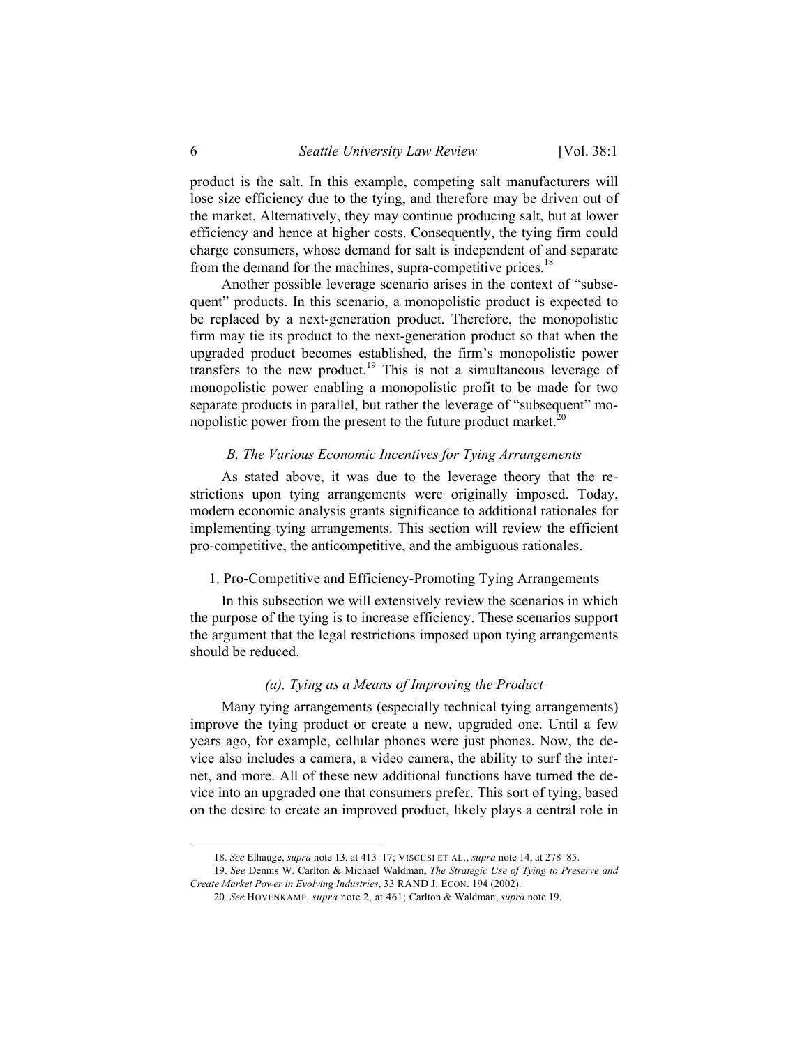product is the salt. In this example, competing salt manufacturers will lose size efficiency due to the tying, and therefore may be driven out of the market. Alternatively, they may continue producing salt, but at lower efficiency and hence at higher costs. Consequently, the tying firm could charge consumers, whose demand for salt is independent of and separate from the demand for the machines, supra-competitive prices.[18]

Another possible leverage scenario arises in the context of "subsequent" products. In this scenario, a monopolistic product is expected to be replaced by a next-generation product. Therefore, the monopolistic firm may tie its product to the next-generation product so that when the upgraded product becomes established, the firm's monopolistic power transfers to the new product.[19] This is not a simultaneous leverage of monopolistic power enabling a monopolistic profit to be made for two separate products in parallel, but rather the leverage of "subsequent" monopolistic power from the present to the future product market.[20]

### *B. The Various Economic Incentives for Tying Arrangements*

As stated above, it was due to the leverage theory that the restrictions upon tying arrangements were originally imposed. Today, modern economic analysis grants significance to additional rationales for implementing tying arrangements. This section will review the efficient pro-competitive, the anticompetitive, and the ambiguous rationales.

#### 1. Pro-Competitive and Efficiency-Promoting Tying Arrangements

In this subsection we will extensively review the scenarios in which the purpose of the tying is to increase efficiency. These scenarios support the argument that the legal restrictions imposed upon tying arrangements should be reduced.

##### *(a). Tying as a Means of Improving the Product*

Many tying arrangements (especially technical tying arrangements) improve the tying product or create a new, upgraded one. Until a few years ago, for example, cellular phones were just phones. Now, the device also includes a camera, a video camera, the ability to surf the internet, and more. All of these new additional functions have turned the device into an upgraded one that consumers prefer. This sort of tying, based on the desire to create an improved product, likely plays a central role in

---

18. *See* Elhauge, *supra* note 13, at 413–17; VISCUSI ET AL., *supra* note 14, at 278–85.

19. *See* Dennis W. Carlton & Michael Waldman, *The Strategic Use of Tying to Preserve and Create Market Power in Evolving Industries*, 33 RAND J. ECON. 194 (2002).

20. *See* HOVENKAMP, *supra* note 2, at 461; Carlton & Waldman, *supra* note 19.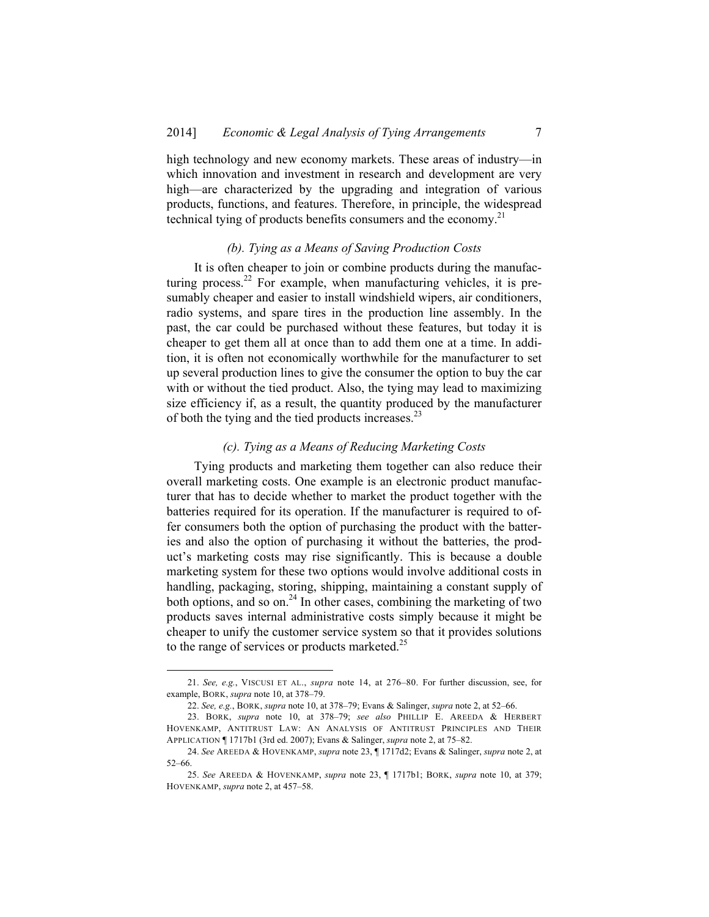high technology and new economy markets. These areas of industry—in which innovation and investment in research and development are very high—are characterized by the upgrading and integration of various products, functions, and features. Therefore, in principle, the widespread technical tying of products benefits consumers and the economy.[21]

### *(b). Tying as a Means of Saving Production Costs*

It is often cheaper to join or combine products during the manufacturing process.[22] For example, when manufacturing vehicles, it is presumably cheaper and easier to install windshield wipers, air conditioners, radio systems, and spare tires in the production line assembly. In the past, the car could be purchased without these features, but today it is cheaper to get them all at once than to add them one at a time. In addition, it is often not economically worthwhile for the manufacturer to set up several production lines to give the consumer the option to buy the car with or without the tied product. Also, the tying may lead to maximizing size efficiency if, as a result, the quantity produced by the manufacturer of both the tying and the tied products increases.[23]

### *(c). Tying as a Means of Reducing Marketing Costs*

Tying products and marketing them together can also reduce their overall marketing costs. One example is an electronic product manufacturer that has to decide whether to market the product together with the batteries required for its operation. If the manufacturer is required to offer consumers both the option of purchasing the product with the batteries and also the option of purchasing it without the batteries, the product's marketing costs may rise significantly. This is because a double marketing system for these two options would involve additional costs in handling, packaging, storing, shipping, maintaining a constant supply of both options, and so on.[24] In other cases, combining the marketing of two products saves internal administrative costs simply because it might be cheaper to unify the customer service system so that it provides solutions to the range of services or products marketed.[25]

---

21. *See, e.g.*, VISCUSI ET AL., *supra* note 14, at 276–80. For further discussion, see, for example, BORK, *supra* note 10, at 378–79.

22. *See, e.g.*, BORK, *supra* note 10, at 378–79; Evans & Salinger, *supra* note 2, at 52–66.

23. BORK, *supra* note 10, at 378–79; *see also* PHILLIP E. AREEDA & HERBERT HOVENKAMP, ANTITRUST LAW: AN ANALYSIS OF ANTITRUST PRINCIPLES AND THEIR APPLICATION ¶ 1717b1 (3rd ed. 2007); Evans & Salinger, *supra* note 2, at 75–82.

24. *See* AREEDA & HOVENKAMP, *supra* note 23, ¶ 1717d2; Evans & Salinger, *supra* note 2, at 52–66.

25. *See* AREEDA & HOVENKAMP, *supra* note 23, ¶ 1717b1; BORK, *supra* note 10, at 379; HOVENKAMP, *supra* note 2, at 457–58.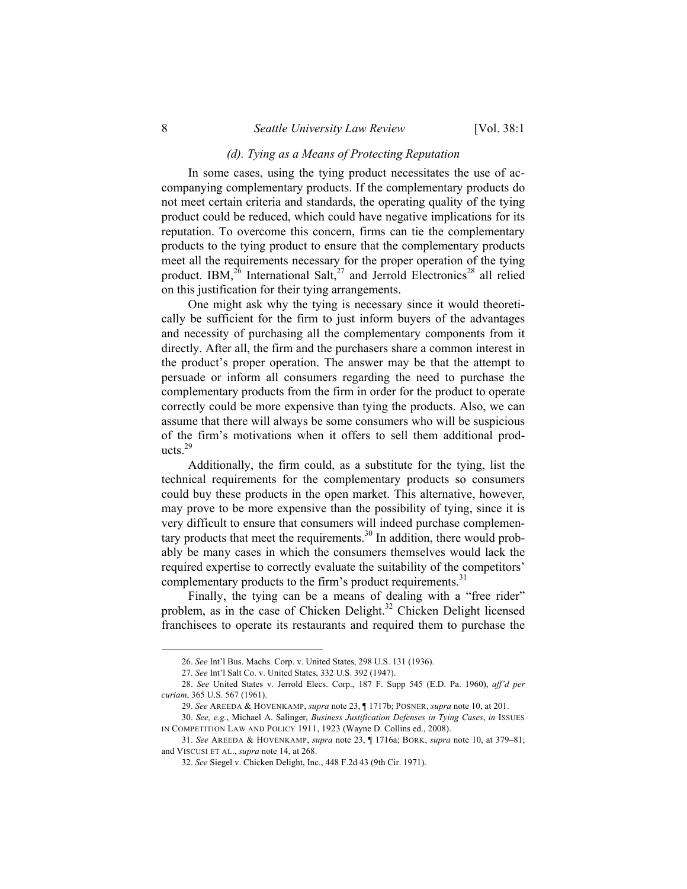### *(d). Tying as a Means of Protecting Reputation*

In some cases, using the tying product necessitates the use of accompanying complementary products. If the complementary products do not meet certain criteria and standards, the operating quality of the tying product could be reduced, which could have negative implications for its reputation. To overcome this concern, firms can tie the complementary products to the tying product to ensure that the complementary products meet all the requirements necessary for the proper operation of the tying product. IBM,[26] International Salt,[27] and Jerrold Electronics[28] all relied on this justification for their tying arrangements.

One might ask why the tying is necessary since it would theoretically be sufficient for the firm to just inform buyers of the advantages and necessity of purchasing all the complementary components from it directly. After all, the firm and the purchasers share a common interest in the product's proper operation. The answer may be that the attempt to persuade or inform all consumers regarding the need to purchase the complementary products from the firm in order for the product to operate correctly could be more expensive than tying the products. Also, we can assume that there will always be some consumers who will be suspicious of the firm's motivations when it offers to sell them additional products.[29]

Additionally, the firm could, as a substitute for the tying, list the technical requirements for the complementary products so consumers could buy these products in the open market. This alternative, however, may prove to be more expensive than the possibility of tying, since it is very difficult to ensure that consumers will indeed purchase complementary products that meet the requirements.[30] In addition, there would probably be many cases in which the consumers themselves would lack the required expertise to correctly evaluate the suitability of the competitors' complementary products to the firm's product requirements.[31]

Finally, the tying can be a means of dealing with a "free rider" problem, as in the case of Chicken Delight.[32] Chicken Delight licensed franchisees to operate its restaurants and required them to purchase the

---

26. *See* Int'l Bus. Machs. Corp. v. United States, 298 U.S. 131 (1936).

27. *See* Int'l Salt Co. v. United States, 332 U.S. 392 (1947).

28. *See* United States v. Jerrold Elecs. Corp., 187 F. Supp 545 (E.D. Pa. 1960), *aff'd per curiam*, 365 U.S. 567 (1961).

29. *See* AREEDA & HOVENKAMP, *supra* note 23, ¶ 1717b; POSNER, *supra* note 10, at 201.

30. *See, e.g.*, Michael A. Salinger, *Business Justification Defenses in Tying Cases*, *in* ISSUES IN COMPETITION LAW AND POLICY 1911, 1923 (Wayne D. Collins ed., 2008).

31. *See* AREEDA & HOVENKAMP, *supra* note 23, ¶ 1716a; BORK, *supra* note 10, at 379–81; and VISCUSI ET AL., *supra* note 14, at 268.

32. *See* Siegel v. Chicken Delight, Inc., 448 F.2d 43 (9th Cir. 1971).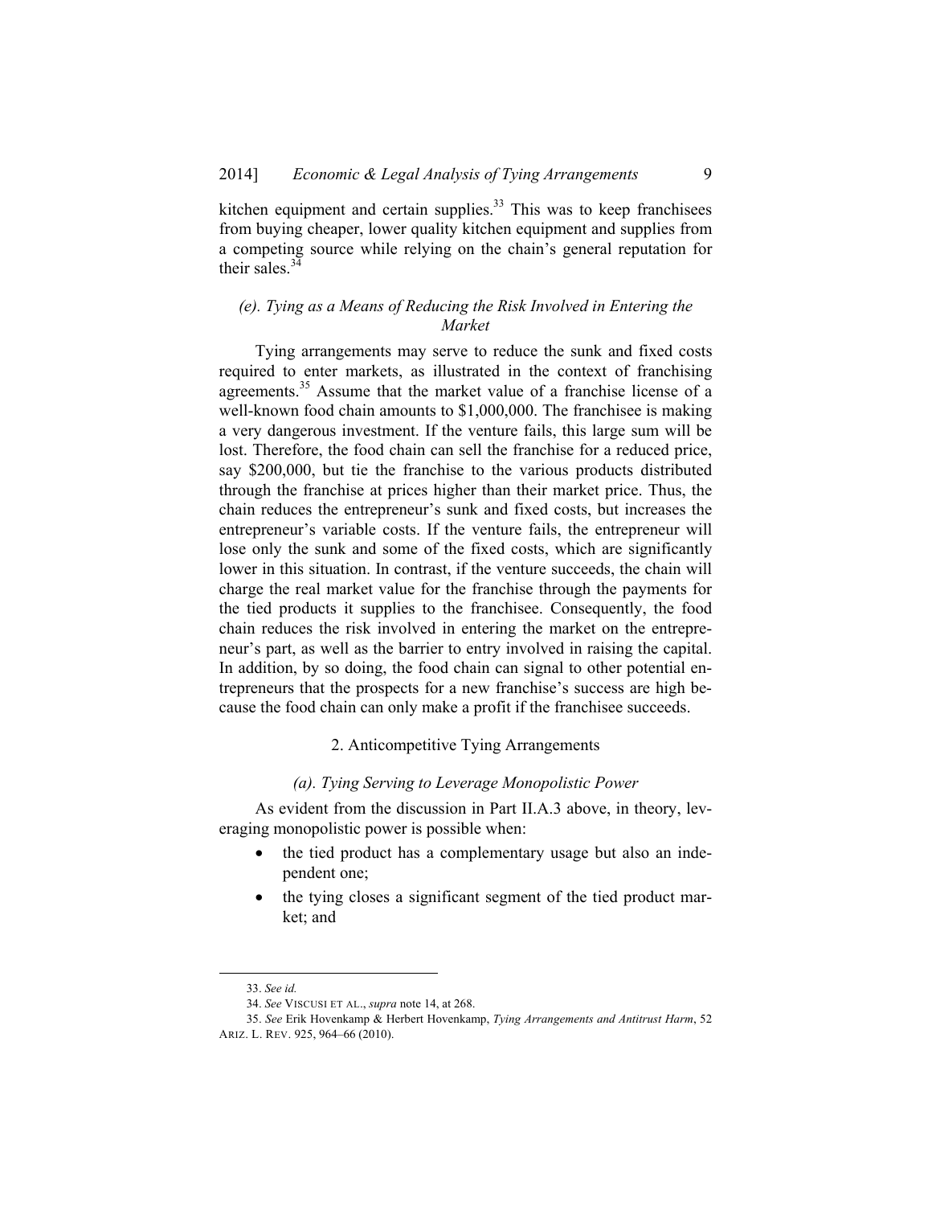kitchen equipment and certain supplies.[33] This was to keep franchisees from buying cheaper, lower quality kitchen equipment and supplies from a competing source while relying on the chain's general reputation for their sales.[34]

#### *(e). Tying as a Means of Reducing the Risk Involved in Entering the Market*

Tying arrangements may serve to reduce the sunk and fixed costs required to enter markets, as illustrated in the context of franchising agreements.[35] Assume that the market value of a franchise license of a well-known food chain amounts to $1,000,000. The franchisee is making a very dangerous investment. If the venture fails, this large sum will be lost. Therefore, the food chain can sell the franchise for a reduced price, say $200,000, but tie the franchise to the various products distributed through the franchise at prices higher than their market price. Thus, the chain reduces the entrepreneur's sunk and fixed costs, but increases the entrepreneur's variable costs. If the venture fails, the entrepreneur will lose only the sunk and some of the fixed costs, which are significantly lower in this situation. In contrast, if the venture succeeds, the chain will charge the real market value for the franchise through the payments for the tied products it supplies to the franchisee. Consequently, the food chain reduces the risk involved in entering the market on the entrepreneur's part, as well as the barrier to entry involved in raising the capital. In addition, by so doing, the food chain can signal to other potential entrepreneurs that the prospects for a new franchise's success are high because the food chain can only make a profit if the franchisee succeeds.

### 2. Anticompetitive Tying Arrangements

#### *(a). Tying Serving to Leverage Monopolistic Power*

As evident from the discussion in Part II.A.3 above, in theory, leveraging monopolistic power is possible when:

- the tied product has a complementary usage but also an independent one;
- the tying closes a significant segment of the tied product market; and

---

33. *See id.*

34. *See* VISCUSI ET AL., *supra* note 14, at 268.

35. *See* Erik Hovenkamp & Herbert Hovenkamp, *Tying Arrangements and Antitrust Harm*, 52 ARIZ. L. REV. 925, 964–66 (2010).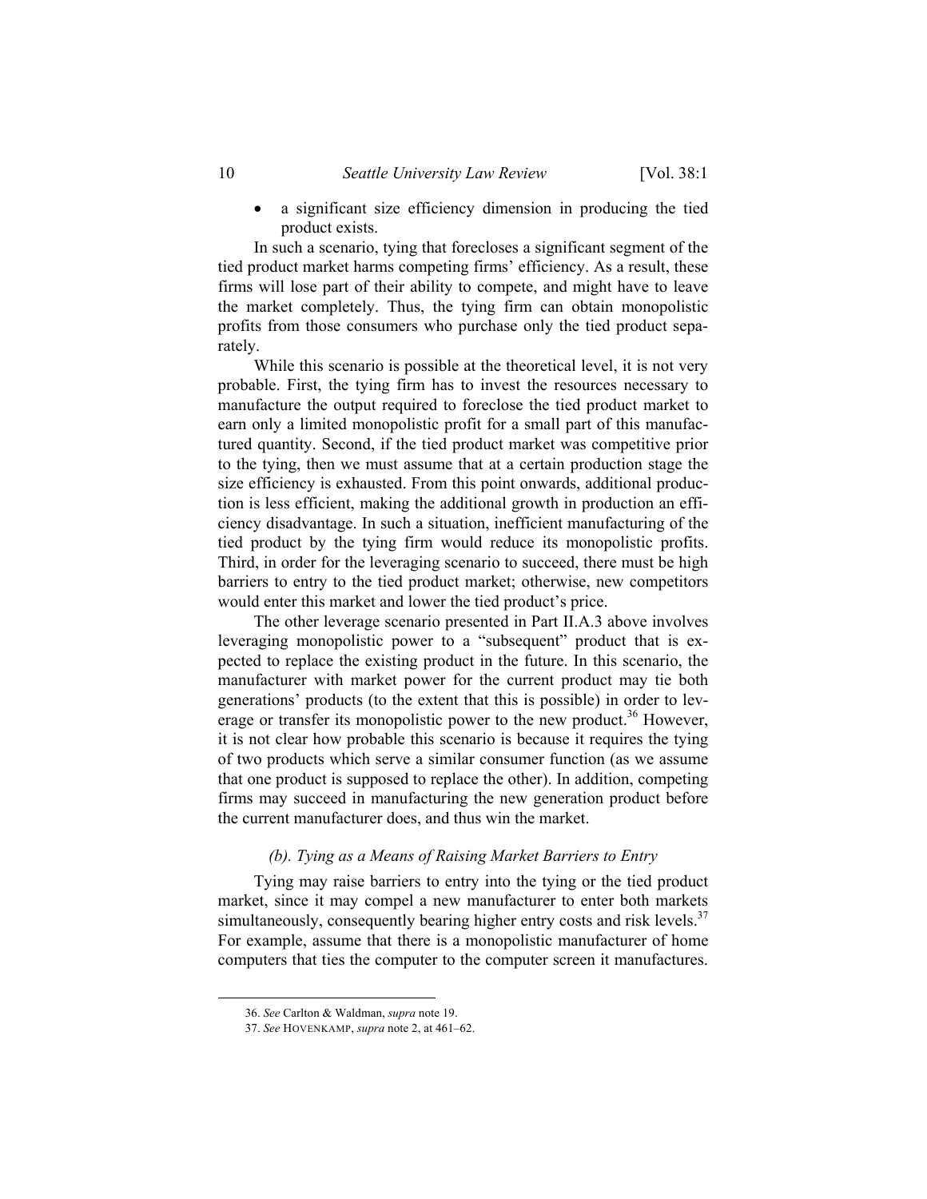- a significant size efficiency dimension in producing the tied product exists.

In such a scenario, tying that forecloses a significant segment of the tied product market harms competing firms' efficiency. As a result, these firms will lose part of their ability to compete, and might have to leave the market completely. Thus, the tying firm can obtain monopolistic profits from those consumers who purchase only the tied product separately.

While this scenario is possible at the theoretical level, it is not very probable. First, the tying firm has to invest the resources necessary to manufacture the output required to foreclose the tied product market to earn only a limited monopolistic profit for a small part of this manufactured quantity. Second, if the tied product market was competitive prior to the tying, then we must assume that at a certain production stage the size efficiency is exhausted. From this point onwards, additional production is less efficient, making the additional growth in production an efficiency disadvantage. In such a situation, inefficient manufacturing of the tied product by the tying firm would reduce its monopolistic profits. Third, in order for the leveraging scenario to succeed, there must be high barriers to entry to the tied product market; otherwise, new competitors would enter this market and lower the tied product's price.

The other leverage scenario presented in Part II.A.3 above involves leveraging monopolistic power to a "subsequent" product that is expected to replace the existing product in the future. In this scenario, the manufacturer with market power for the current product may tie both generations' products (to the extent that this is possible) in order to leverage or transfer its monopolistic power to the new product.[36] However, it is not clear how probable this scenario is because it requires the tying of two products which serve a similar consumer function (as we assume that one product is supposed to replace the other). In addition, competing firms may succeed in manufacturing the new generation product before the current manufacturer does, and thus win the market.

#### *(b). Tying as a Means of Raising Market Barriers to Entry*

Tying may raise barriers to entry into the tying or the tied product market, since it may compel a new manufacturer to enter both markets simultaneously, consequently bearing higher entry costs and risk levels.[37] For example, assume that there is a monopolistic manufacturer of home computers that ties the computer to the computer screen it manufactures.

---

36. *See* Carlton & Waldman, *supra* note 19.

37. *See* HOVENKAMP, *supra* note 2, at 461–62.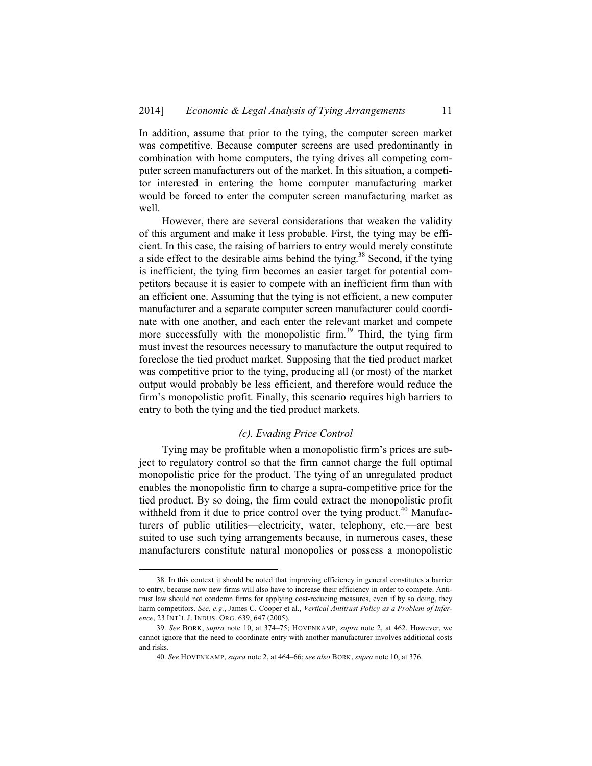In addition, assume that prior to the tying, the computer screen market was competitive. Because computer screens are used predominantly in combination with home computers, the tying drives all competing computer screen manufacturers out of the market. In this situation, a competitor interested in entering the home computer manufacturing market would be forced to enter the computer screen manufacturing market as well.

However, there are several considerations that weaken the validity of this argument and make it less probable. First, the tying may be efficient. In this case, the raising of barriers to entry would merely constitute a side effect to the desirable aims behind the tying.[38] Second, if the tying is inefficient, the tying firm becomes an easier target for potential competitors because it is easier to compete with an inefficient firm than with an efficient one. Assuming that the tying is not efficient, a new computer manufacturer and a separate computer screen manufacturer could coordinate with one another, and each enter the relevant market and compete more successfully with the monopolistic firm.[39] Third, the tying firm must invest the resources necessary to manufacture the output required to foreclose the tied product market. Supposing that the tied product market was competitive prior to the tying, producing all (or most) of the market output would probably be less efficient, and therefore would reduce the firm's monopolistic profit. Finally, this scenario requires high barriers to entry to both the tying and the tied product markets.

### *(c). Evading Price Control*

Tying may be profitable when a monopolistic firm's prices are subject to regulatory control so that the firm cannot charge the full optimal monopolistic price for the product. The tying of an unregulated product enables the monopolistic firm to charge a supra-competitive price for the tied product. By so doing, the firm could extract the monopolistic profit withheld from it due to price control over the tying product.[40] Manufacturers of public utilities—electricity, water, telephony, etc.—are best suited to use such tying arrangements because, in numerous cases, these manufacturers constitute natural monopolies or possess a monopolistic

---

38. In this context it should be noted that improving efficiency in general constitutes a barrier to entry, because now new firms will also have to increase their efficiency in order to compete. Antitrust law should not condemn firms for applying cost-reducing measures, even if by so doing, they harm competitors. *See, e.g.*, James C. Cooper et al., *Vertical Antitrust Policy as a Problem of Inference*, 23 INT'L J. INDUS. ORG. 639, 647 (2005).

39. *See* BORK, *supra* note 10, at 374–75; HOVENKAMP, *supra* note 2, at 462. However, we cannot ignore that the need to coordinate entry with another manufacturer involves additional costs and risks.

40. *See* HOVENKAMP, *supra* note 2, at 464–66; *see also* BORK, *supra* note 10, at 376.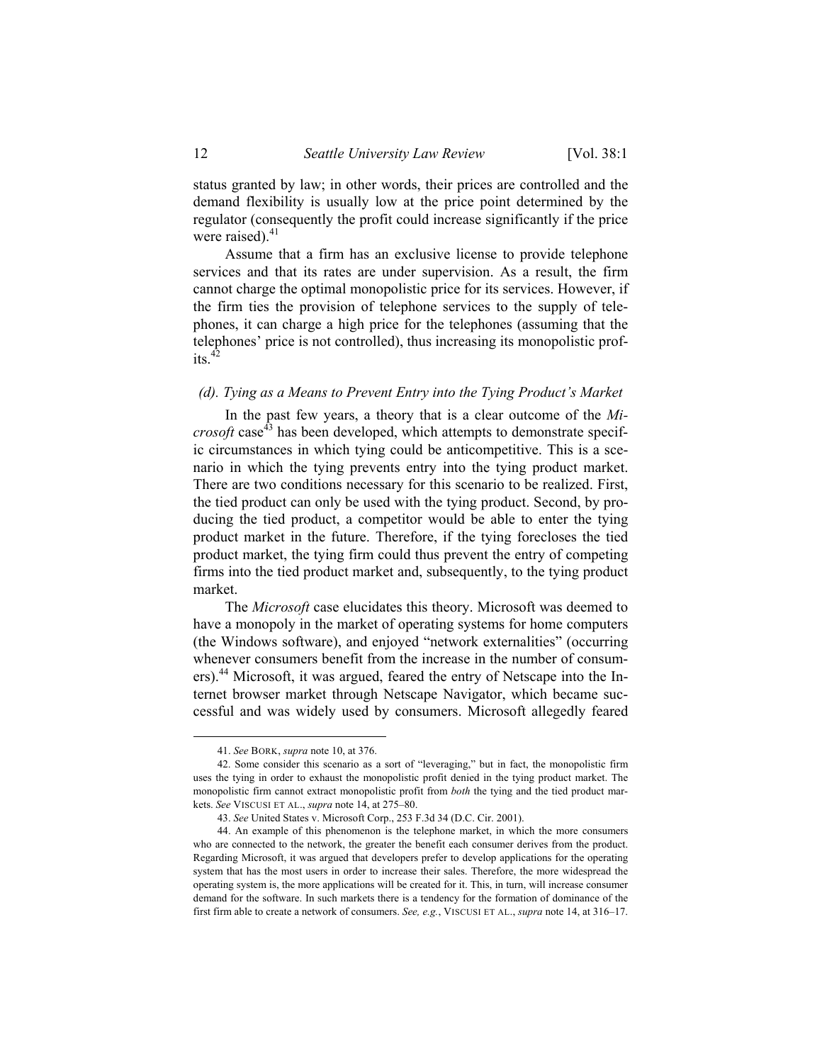status granted by law; in other words, their prices are controlled and the demand flexibility is usually low at the price point determined by the regulator (consequently the profit could increase significantly if the price were raised).[41]

Assume that a firm has an exclusive license to provide telephone services and that its rates are under supervision. As a result, the firm cannot charge the optimal monopolistic price for its services. However, if the firm ties the provision of telephone services to the supply of telephones, it can charge a high price for the telephones (assuming that the telephones' price is not controlled), thus increasing its monopolistic profits.[42]

*(d). Tying as a Means to Prevent Entry into the Tying Product's Market*

In the past few years, a theory that is a clear outcome of the *Microsoft* case[43] has been developed, which attempts to demonstrate specific circumstances in which tying could be anticompetitive. This is a scenario in which the tying prevents entry into the tying product market. There are two conditions necessary for this scenario to be realized. First, the tied product can only be used with the tying product. Second, by producing the tied product, a competitor would be able to enter the tying product market in the future. Therefore, if the tying forecloses the tied product market, the tying firm could thus prevent the entry of competing firms into the tied product market and, subsequently, to the tying product market.

The *Microsoft* case elucidates this theory. Microsoft was deemed to have a monopoly in the market of operating systems for home computers (the Windows software), and enjoyed "network externalities" (occurring whenever consumers benefit from the increase in the number of consumers).[44] Microsoft, it was argued, feared the entry of Netscape into the Internet browser market through Netscape Navigator, which became successful and was widely used by consumers. Microsoft allegedly feared

---

41. *See* BORK, *supra* note 10, at 376.

42. Some consider this scenario as a sort of "leveraging," but in fact, the monopolistic firm uses the tying in order to exhaust the monopolistic profit denied in the tying product market. The monopolistic firm cannot extract monopolistic profit from *both* the tying and the tied product markets. *See* VISCUSI ET AL., *supra* note 14, at 275–80.

43. *See* United States v. Microsoft Corp., 253 F.3d 34 (D.C. Cir. 2001).

44. An example of this phenomenon is the telephone market, in which the more consumers who are connected to the network, the greater the benefit each consumer derives from the product. Regarding Microsoft, it was argued that developers prefer to develop applications for the operating system that has the most users in order to increase their sales. Therefore, the more widespread the operating system is, the more applications will be created for it. This, in turn, will increase consumer demand for the software. In such markets there is a tendency for the formation of dominance of the first firm able to create a network of consumers. *See, e.g.*, VISCUSI ET AL., *supra* note 14, at 316–17.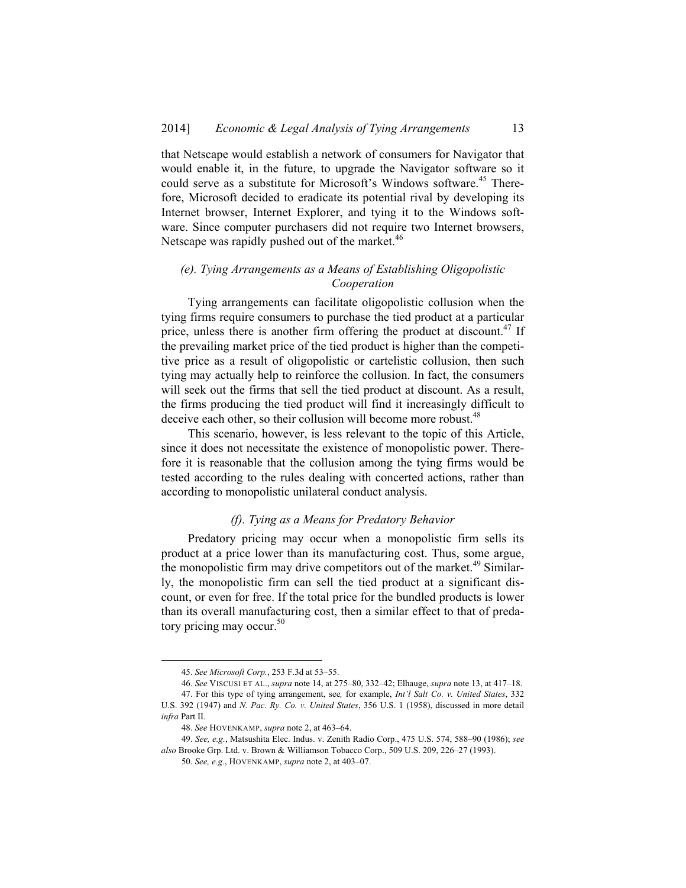that Netscape would establish a network of consumers for Navigator that would enable it, in the future, to upgrade the Navigator software so it could serve as a substitute for Microsoft's Windows software.[45] Therefore, Microsoft decided to eradicate its potential rival by developing its Internet browser, Internet Explorer, and tying it to the Windows software. Since computer purchasers did not require two Internet browsers, Netscape was rapidly pushed out of the market.[46]

### *(e). Tying Arrangements as a Means of Establishing Oligopolistic Cooperation*

Tying arrangements can facilitate oligopolistic collusion when the tying firms require consumers to purchase the tied product at a particular price, unless there is another firm offering the product at discount.[47] If the prevailing market price of the tied product is higher than the competitive price as a result of oligopolistic or cartelistic collusion, then such tying may actually help to reinforce the collusion. In fact, the consumers will seek out the firms that sell the tied product at discount. As a result, the firms producing the tied product will find it increasingly difficult to deceive each other, so their collusion will become more robust.[48]

This scenario, however, is less relevant to the topic of this Article, since it does not necessitate the existence of monopolistic power. Therefore it is reasonable that the collusion among the tying firms would be tested according to the rules dealing with concerted actions, rather than according to monopolistic unilateral conduct analysis.

### *(f). Tying as a Means for Predatory Behavior*

Predatory pricing may occur when a monopolistic firm sells its product at a price lower than its manufacturing cost. Thus, some argue, the monopolistic firm may drive competitors out of the market.[49] Similarly, the monopolistic firm can sell the tied product at a significant discount, or even for free. If the total price for the bundled products is lower than its overall manufacturing cost, then a similar effect to that of predatory pricing may occur.[50]

---

45. *See Microsoft Corp.*, 253 F.3d at 53–55.

46. *See* VISCUSI ET AL., *supra* note 14, at 275–80, 332–42; Elhauge, *supra* note 13, at 417–18.

47. For this type of tying arrangement, see*,* for example, *Int'l Salt Co. v. United States*, 332 U.S. 392 (1947) and *N. Pac. Ry. Co. v. United States*, 356 U.S. 1 (1958), discussed in more detail *infra* Part II.

48. *See* HOVENKAMP, *supra* note 2, at 463–64.

49. *See, e.g.*, Matsushita Elec. Indus. v. Zenith Radio Corp., 475 U.S. 574, 588–90 (1986); *see also* Brooke Grp. Ltd. v. Brown & Williamson Tobacco Corp., 509 U.S. 209, 226–27 (1993).

50. *See, e.g.*, HOVENKAMP, *supra* note 2, at 403–07.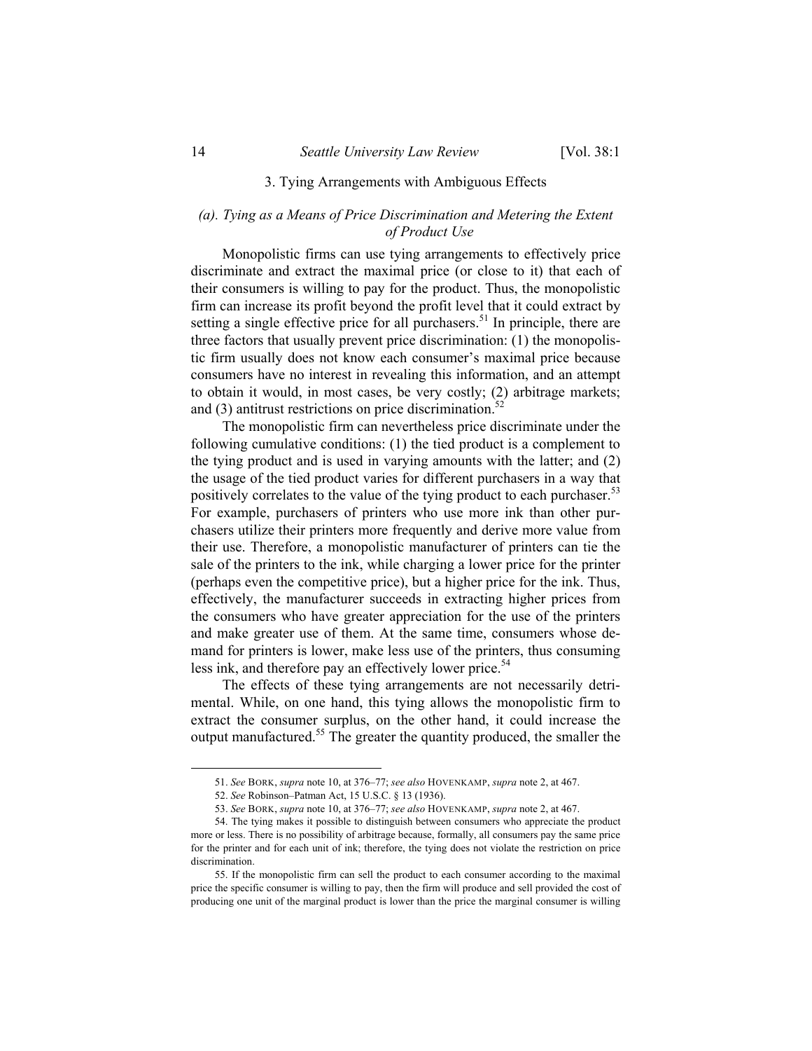### 3. Tying Arrangements with Ambiguous Effects

#### *(a). Tying as a Means of Price Discrimination and Metering the Extent of Product Use*

Monopolistic firms can use tying arrangements to effectively price discriminate and extract the maximal price (or close to it) that each of their consumers is willing to pay for the product. Thus, the monopolistic firm can increase its profit beyond the profit level that it could extract by setting a single effective price for all purchasers.[51] In principle, there are three factors that usually prevent price discrimination: (1) the monopolistic firm usually does not know each consumer's maximal price because consumers have no interest in revealing this information, and an attempt to obtain it would, in most cases, be very costly; (2) arbitrage markets; and (3) antitrust restrictions on price discrimination.[52]

The monopolistic firm can nevertheless price discriminate under the following cumulative conditions: (1) the tied product is a complement to the tying product and is used in varying amounts with the latter; and (2) the usage of the tied product varies for different purchasers in a way that positively correlates to the value of the tying product to each purchaser.[53] For example, purchasers of printers who use more ink than other purchasers utilize their printers more frequently and derive more value from their use. Therefore, a monopolistic manufacturer of printers can tie the sale of the printers to the ink, while charging a lower price for the printer (perhaps even the competitive price), but a higher price for the ink. Thus, effectively, the manufacturer succeeds in extracting higher prices from the consumers who have greater appreciation for the use of the printers and make greater use of them. At the same time, consumers whose demand for printers is lower, make less use of the printers, thus consuming less ink, and therefore pay an effectively lower price.[54]

The effects of these tying arrangements are not necessarily detrimental. While, on one hand, this tying allows the monopolistic firm to extract the consumer surplus, on the other hand, it could increase the output manufactured.[55] The greater the quantity produced, the smaller the

---

51. *See* BORK, *supra* note 10, at 376–77; *see also* HOVENKAMP, *supra* note 2, at 467.

52. *See* Robinson–Patman Act, 15 U.S.C. § 13 (1936).

53. *See* BORK, *supra* note 10, at 376–77; *see also* HOVENKAMP, *supra* note 2, at 467.

54. The tying makes it possible to distinguish between consumers who appreciate the product more or less. There is no possibility of arbitrage because, formally, all consumers pay the same price for the printer and for each unit of ink; therefore, the tying does not violate the restriction on price discrimination.

55. If the monopolistic firm can sell the product to each consumer according to the maximal price the specific consumer is willing to pay, then the firm will produce and sell provided the cost of producing one unit of the marginal product is lower than the price the marginal consumer is willing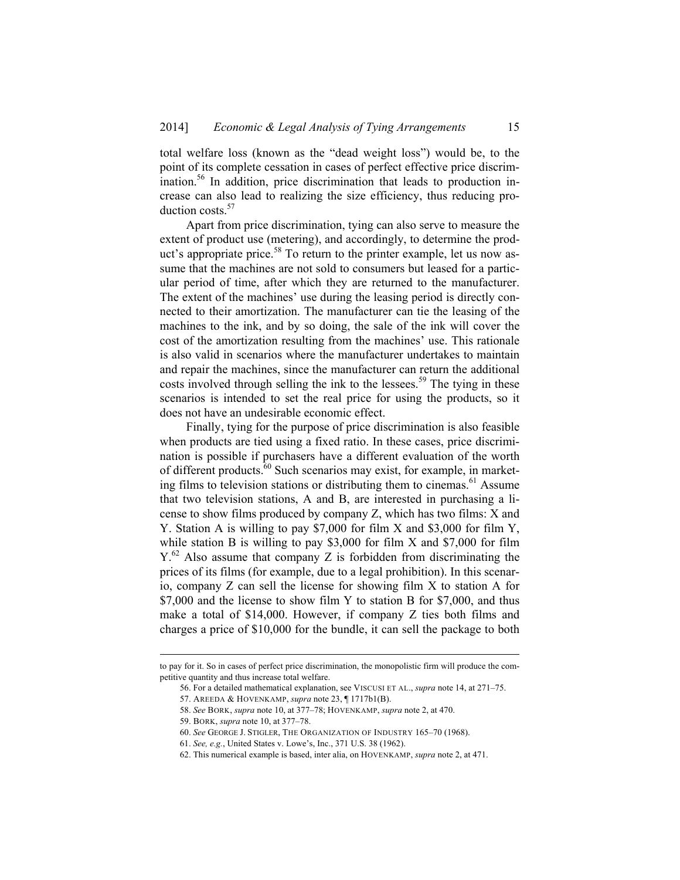total welfare loss (known as the "dead weight loss") would be, to the point of its complete cessation in cases of perfect effective price discrimination.[56] In addition, price discrimination that leads to production increase can also lead to realizing the size efficiency, thus reducing production costs.[57]

Apart from price discrimination, tying can also serve to measure the extent of product use (metering), and accordingly, to determine the product's appropriate price.[58] To return to the printer example, let us now assume that the machines are not sold to consumers but leased for a particular period of time, after which they are returned to the manufacturer. The extent of the machines' use during the leasing period is directly connected to their amortization. The manufacturer can tie the leasing of the machines to the ink, and by so doing, the sale of the ink will cover the cost of the amortization resulting from the machines' use. This rationale is also valid in scenarios where the manufacturer undertakes to maintain and repair the machines, since the manufacturer can return the additional costs involved through selling the ink to the lessees.[59] The tying in these scenarios is intended to set the real price for using the products, so it does not have an undesirable economic effect.

Finally, tying for the purpose of price discrimination is also feasible when products are tied using a fixed ratio. In these cases, price discrimination is possible if purchasers have a different evaluation of the worth of different products.[60] Such scenarios may exist, for example, in marketing films to television stations or distributing them to cinemas.[61] Assume that two television stations, A and B, are interested in purchasing a license to show films produced by company Z, which has two films: X and Y. Station A is willing to pay $7,000 for film X and $3,000 for film Y, while station B is willing to pay $3,000 for film X and $7,000 for film Y.[62] Also assume that company Z is forbidden from discriminating the prices of its films (for example, due to a legal prohibition). In this scenario, company Z can sell the license for showing film X to station A for $7,000 and the license to show film Y to station B for $7,000, and thus make a total of $14,000. However, if company Z ties both films and charges a price of $10,000 for the bundle, it can sell the package to both

---

to pay for it. So in cases of perfect price discrimination, the monopolistic firm will produce the competitive quantity and thus increase total welfare.

56. For a detailed mathematical explanation, see VISCUSI ET AL., *supra* note 14, at 271–75.

57. AREEDA & HOVENKAMP, *supra* note 23, ¶ 1717b1(B).

58. *See* BORK, *supra* note 10, at 377–78; HOVENKAMP, *supra* note 2, at 470.

59. BORK, *supra* note 10, at 377–78.

60. *See* GEORGE J. STIGLER, THE ORGANIZATION OF INDUSTRY 165–70 (1968).

61. *See, e.g.*, United States v. Lowe's, Inc., 371 U.S. 38 (1962).

62. This numerical example is based, inter alia, on HOVENKAMP, *supra* note 2, at 471.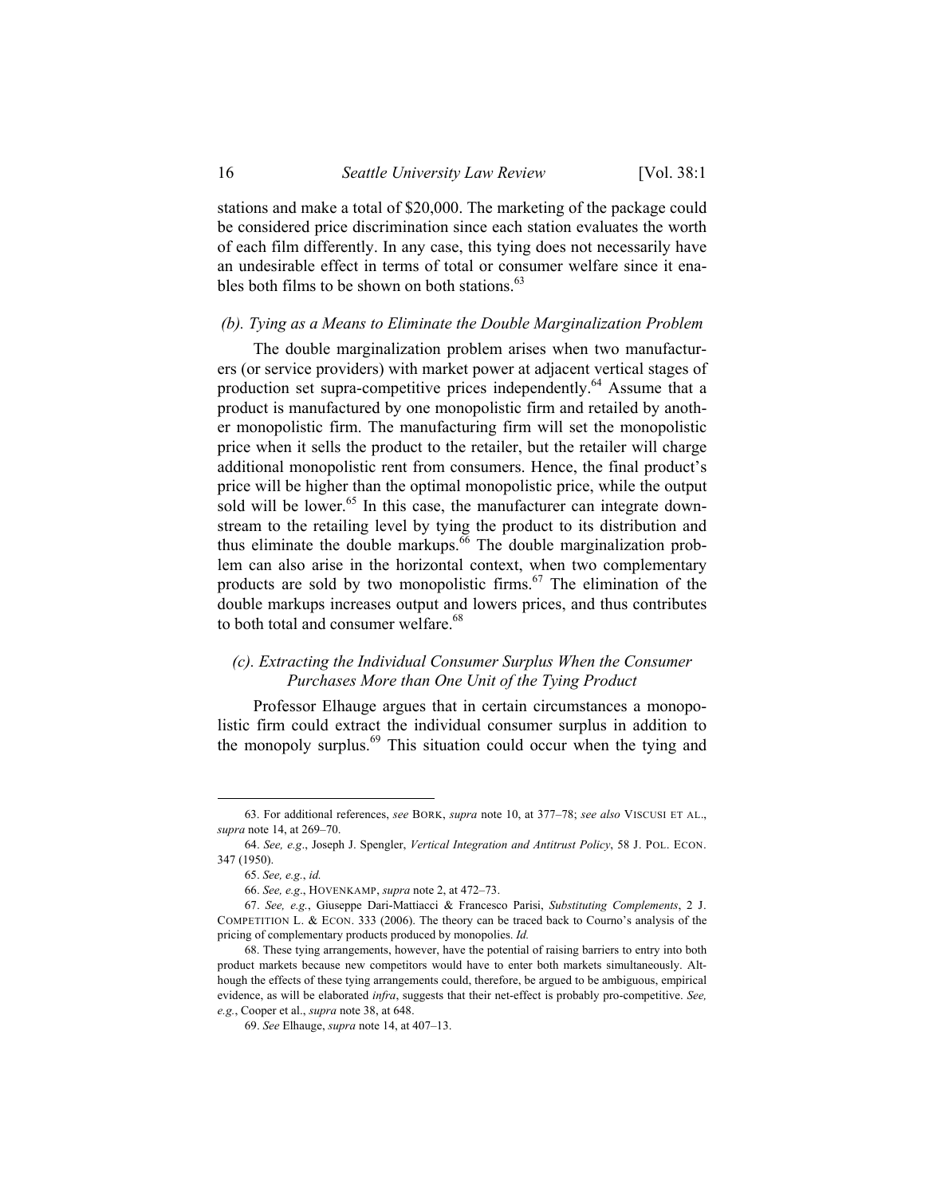stations and make a total of $20,000. The marketing of the package could be considered price discrimination since each station evaluates the worth of each film differently. In any case, this tying does not necessarily have an undesirable effect in terms of total or consumer welfare since it enables both films to be shown on both stations.[63]

### *(b). Tying as a Means to Eliminate the Double Marginalization Problem*

The double marginalization problem arises when two manufacturers (or service providers) with market power at adjacent vertical stages of production set supra-competitive prices independently.[64] Assume that a product is manufactured by one monopolistic firm and retailed by another monopolistic firm. The manufacturing firm will set the monopolistic price when it sells the product to the retailer, but the retailer will charge additional monopolistic rent from consumers. Hence, the final product's price will be higher than the optimal monopolistic price, while the output sold will be lower.[65] In this case, the manufacturer can integrate downstream to the retailing level by tying the product to its distribution and thus eliminate the double markups.[66] The double marginalization problem can also arise in the horizontal context, when two complementary products are sold by two monopolistic firms.[67] The elimination of the double markups increases output and lowers prices, and thus contributes to both total and consumer welfare.[68]

### *(c). Extracting the Individual Consumer Surplus When the Consumer Purchases More than One Unit of the Tying Product*

Professor Elhauge argues that in certain circumstances a monopolistic firm could extract the individual consumer surplus in addition to the monopoly surplus.[69] This situation could occur when the tying and

---

63. For additional references, *see* BORK, *supra* note 10, at 377–78; *see also* VISCUSI ET AL., *supra* note 14, at 269–70.

64. *See, e.g*., Joseph J. Spengler, *Vertical Integration and Antitrust Policy*, 58 J. POL. ECON. 347 (1950).

65. *See, e.g.*, *id.*

66. *See, e.g*., HOVENKAMP, *supra* note 2, at 472–73.

67. *See, e.g.*, Giuseppe Dari-Mattiacci & Francesco Parisi, *Substituting Complements*, 2 J. COMPETITION L. & ECON. 333 (2006). The theory can be traced back to Courno's analysis of the pricing of complementary products produced by monopolies. *Id.*

68. These tying arrangements, however, have the potential of raising barriers to entry into both product markets because new competitors would have to enter both markets simultaneously. Although the effects of these tying arrangements could, therefore, be argued to be ambiguous, empirical evidence, as will be elaborated *infra*, suggests that their net-effect is probably pro-competitive. *See, e.g.*, Cooper et al., *supra* note 38, at 648.

69. *See* Elhauge, *supra* note 14, at 407–13.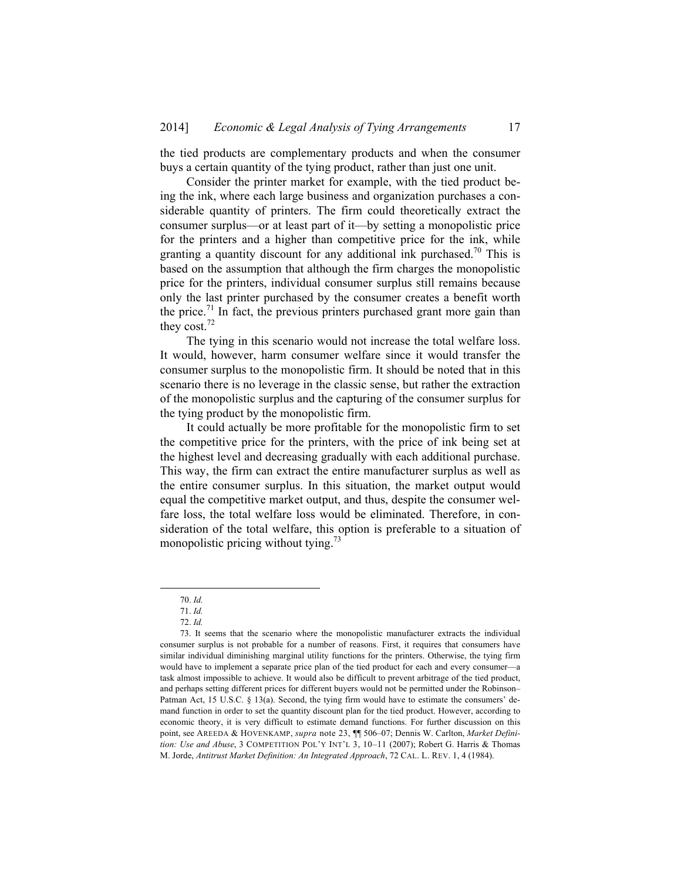the tied products are complementary products and when the consumer buys a certain quantity of the tying product, rather than just one unit.

Consider the printer market for example, with the tied product being the ink, where each large business and organization purchases a considerable quantity of printers. The firm could theoretically extract the consumer surplus—or at least part of it—by setting a monopolistic price for the printers and a higher than competitive price for the ink, while granting a quantity discount for any additional ink purchased.[70] This is based on the assumption that although the firm charges the monopolistic price for the printers, individual consumer surplus still remains because only the last printer purchased by the consumer creates a benefit worth the price.[71] In fact, the previous printers purchased grant more gain than they cost.[72]

The tying in this scenario would not increase the total welfare loss. It would, however, harm consumer welfare since it would transfer the consumer surplus to the monopolistic firm. It should be noted that in this scenario there is no leverage in the classic sense, but rather the extraction of the monopolistic surplus and the capturing of the consumer surplus for the tying product by the monopolistic firm.

It could actually be more profitable for the monopolistic firm to set the competitive price for the printers, with the price of ink being set at the highest level and decreasing gradually with each additional purchase. This way, the firm can extract the entire manufacturer surplus as well as the entire consumer surplus. In this situation, the market output would equal the competitive market output, and thus, despite the consumer welfare loss, the total welfare loss would be eliminated. Therefore, in consideration of the total welfare, this option is preferable to a situation of monopolistic pricing without tying.[73]

---

70. *Id.*

71. *Id.*

72. *Id.*

73. It seems that the scenario where the monopolistic manufacturer extracts the individual consumer surplus is not probable for a number of reasons. First, it requires that consumers have similar individual diminishing marginal utility functions for the printers. Otherwise, the tying firm would have to implement a separate price plan of the tied product for each and every consumer—a task almost impossible to achieve. It would also be difficult to prevent arbitrage of the tied product, and perhaps setting different prices for different buyers would not be permitted under the Robinson–Patman Act, 15 U.S.C. § 13(a). Second, the tying firm would have to estimate the consumers' demand function in order to set the quantity discount plan for the tied product. However, according to economic theory, it is very difficult to estimate demand functions. For further discussion on this point, see AREEDA & HOVENKAMP, *supra* note 23, ¶¶ 506–07; Dennis W. Carlton, *Market Definition: Use and Abuse*, 3 COMPETITION POL'Y INT'L 3, 10–11 (2007); Robert G. Harris & Thomas M. Jorde, *Antitrust Market Definition: An Integrated Approach*, 72 CAL. L. REV. 1, 4 (1984).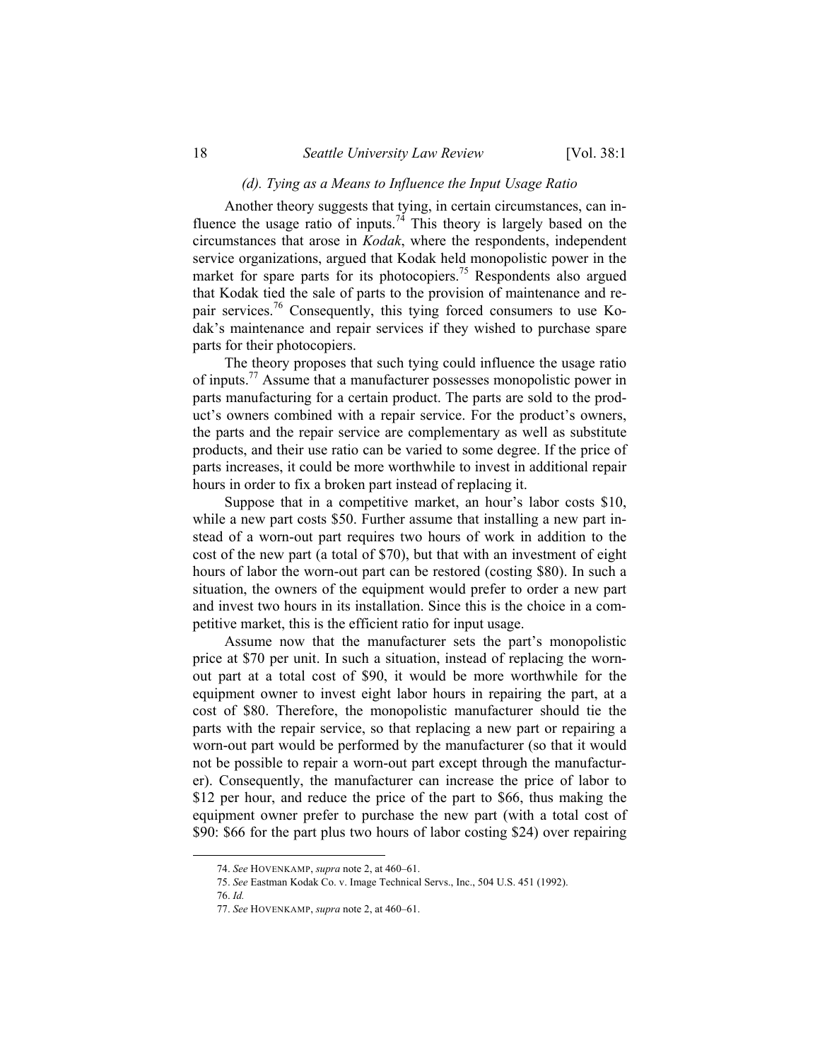### *(d). Tying as a Means to Influence the Input Usage Ratio*

Another theory suggests that tying, in certain circumstances, can influence the usage ratio of inputs.[74] This theory is largely based on the circumstances that arose in *Kodak*, where the respondents, independent service organizations, argued that Kodak held monopolistic power in the market for spare parts for its photocopiers.[75] Respondents also argued that Kodak tied the sale of parts to the provision of maintenance and repair services.[76] Consequently, this tying forced consumers to use Kodak's maintenance and repair services if they wished to purchase spare parts for their photocopiers.

The theory proposes that such tying could influence the usage ratio of inputs.[77] Assume that a manufacturer possesses monopolistic power in parts manufacturing for a certain product. The parts are sold to the product's owners combined with a repair service. For the product's owners, the parts and the repair service are complementary as well as substitute products, and their use ratio can be varied to some degree. If the price of parts increases, it could be more worthwhile to invest in additional repair hours in order to fix a broken part instead of replacing it.

Suppose that in a competitive market, an hour's labor costs $10, while a new part costs $50. Further assume that installing a new part instead of a worn-out part requires two hours of work in addition to the cost of the new part (a total of $70), but that with an investment of eight hours of labor the worn-out part can be restored (costing $80). In such a situation, the owners of the equipment would prefer to order a new part and invest two hours in its installation. Since this is the choice in a competitive market, this is the efficient ratio for input usage.

Assume now that the manufacturer sets the part's monopolistic price at $70 per unit. In such a situation, instead of replacing the worn-out part at a total cost of $90, it would be more worthwhile for the equipment owner to invest eight labor hours in repairing the part, at a cost of $80. Therefore, the monopolistic manufacturer should tie the parts with the repair service, so that replacing a new part or repairing a worn-out part would be performed by the manufacturer (so that it would not be possible to repair a worn-out part except through the manufacturer). Consequently, the manufacturer can increase the price of labor to $12 per hour, and reduce the price of the part to $66, thus making the equipment owner prefer to purchase the new part (with a total cost of $90: $66 for the part plus two hours of labor costing $24) over repairing

---

74. *See* HOVENKAMP, *supra* note 2, at 460–61.

75. *See* Eastman Kodak Co. v. Image Technical Servs., Inc., 504 U.S. 451 (1992).

76. *Id.*

77. *See* HOVENKAMP, *supra* note 2, at 460–61.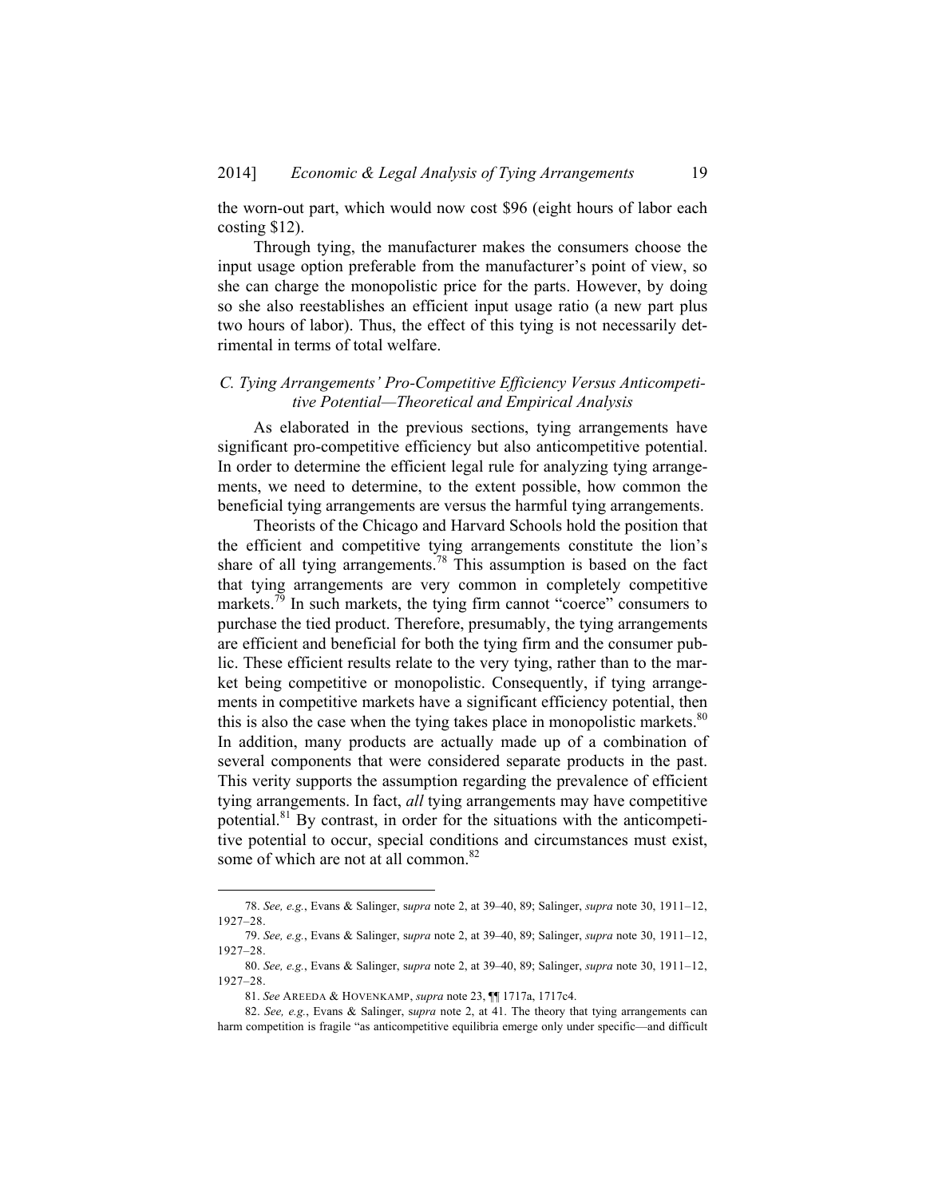the worn-out part, which would now cost $96 (eight hours of labor each costing $12).

Through tying, the manufacturer makes the consumers choose the input usage option preferable from the manufacturer's point of view, so she can charge the monopolistic price for the parts. However, by doing so she also reestablishes an efficient input usage ratio (a new part plus two hours of labor). Thus, the effect of this tying is not necessarily detrimental in terms of total welfare.

### *C. Tying Arrangements' Pro-Competitive Efficiency Versus Anticompetitive Potential—Theoretical and Empirical Analysis*

As elaborated in the previous sections, tying arrangements have significant pro-competitive efficiency but also anticompetitive potential. In order to determine the efficient legal rule for analyzing tying arrangements, we need to determine, to the extent possible, how common the beneficial tying arrangements are versus the harmful tying arrangements.

Theorists of the Chicago and Harvard Schools hold the position that the efficient and competitive tying arrangements constitute the lion's share of all tying arrangements.[78] This assumption is based on the fact that tying arrangements are very common in completely competitive markets.[79] In such markets, the tying firm cannot "coerce" consumers to purchase the tied product. Therefore, presumably, the tying arrangements are efficient and beneficial for both the tying firm and the consumer public. These efficient results relate to the very tying, rather than to the market being competitive or monopolistic. Consequently, if tying arrangements in competitive markets have a significant efficiency potential, then this is also the case when the tying takes place in monopolistic markets.[80] In addition, many products are actually made up of a combination of several components that were considered separate products in the past. This verity supports the assumption regarding the prevalence of efficient tying arrangements. In fact, *all* tying arrangements may have competitive potential.[81] By contrast, in order for the situations with the anticompetitive potential to occur, special conditions and circumstances must exist, some of which are not at all common.[82]

---

78. *See, e.g.*, Evans & Salinger, s*upra* note 2, at 39–40, 89; Salinger, *supra* note 30, 1911–12, 1927–28.

79. *See, e.g.*, Evans & Salinger, s*upra* note 2, at 39–40, 89; Salinger, *supra* note 30, 1911–12, 1927–28.

80. *See, e.g.*, Evans & Salinger, s*upra* note 2, at 39–40, 89; Salinger, *supra* note 30, 1911–12, 1927–28.

81. *See* AREEDA & HOVENKAMP, *supra* note 23, ¶¶ 1717a, 1717c4.

82. *See, e.g.*, Evans & Salinger, s*upra* note 2, at 41. The theory that tying arrangements can harm competition is fragile "as anticompetitive equilibria emerge only under specific—and difficult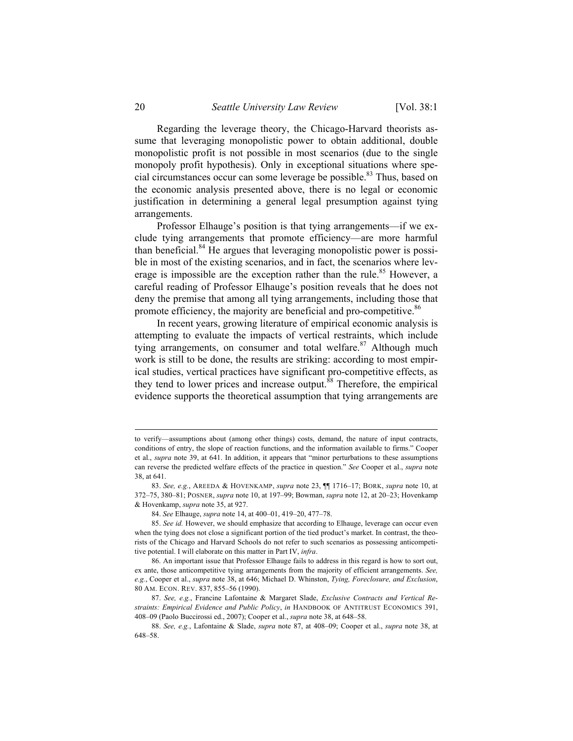Regarding the leverage theory, the Chicago-Harvard theorists assume that leveraging monopolistic power to obtain additional, double monopolistic profit is not possible in most scenarios (due to the single monopoly profit hypothesis). Only in exceptional situations where special circumstances occur can some leverage be possible.[83] Thus, based on the economic analysis presented above, there is no legal or economic justification in determining a general legal presumption against tying arrangements.

Professor Elhauge's position is that tying arrangements—if we exclude tying arrangements that promote efficiency—are more harmful than beneficial.[84] He argues that leveraging monopolistic power is possible in most of the existing scenarios, and in fact, the scenarios where leverage is impossible are the exception rather than the rule.[85] However, a careful reading of Professor Elhauge's position reveals that he does not deny the premise that among all tying arrangements, including those that promote efficiency, the majority are beneficial and pro-competitive.[86]

In recent years, growing literature of empirical economic analysis is attempting to evaluate the impacts of vertical restraints, which include tying arrangements, on consumer and total welfare.[87] Although much work is still to be done, the results are striking: according to most empirical studies, vertical practices have significant pro-competitive effects, as they tend to lower prices and increase output.[88] Therefore, the empirical evidence supports the theoretical assumption that tying arrangements are

---

to verify—assumptions about (among other things) costs, demand, the nature of input contracts, conditions of entry, the slope of reaction functions, and the information available to firms." Cooper et al., *supra* note 39, at 641. In addition, it appears that "minor perturbations to these assumptions can reverse the predicted welfare effects of the practice in question." *See* Cooper et al., *supra* note 38, at 641.

83. *See, e.g.*, AREEDA & HOVENKAMP, *supra* note 23, ¶¶ 1716–17; BORK, *supra* note 10, at 372–75, 380–81; POSNER, *supra* note 10, at 197–99; Bowman, *supra* note 12, at 20–23; Hovenkamp & Hovenkamp, *supra* note 35, at 927.

84. *See* Elhauge, *supra* note 14, at 400–01, 419–20, 477–78.

85. *See id.* However, we should emphasize that according to Elhauge, leverage can occur even when the tying does not close a significant portion of the tied product's market. In contrast, the theorists of the Chicago and Harvard Schools do not refer to such scenarios as possessing anticompetitive potential. I will elaborate on this matter in Part IV, *infra*.

86. An important issue that Professor Elhauge fails to address in this regard is how to sort out, ex ante, those anticompetitive tying arrangements from the majority of efficient arrangements. *See, e.g.*, Cooper et al., *supra* note 38, at 646; Michael D. Whinston, *Tying, Foreclosure, and Exclusion*, 80 AM. ECON. REV. 837, 855–56 (1990).

87. *See, e.g.*, Francine Lafontaine & Margaret Slade, *Exclusive Contracts and Vertical Restraints: Empirical Evidence and Public Policy*, *in* HANDBOOK OF ANTITRUST ECONOMICS 391, 408–09 (Paolo Buccirossi ed., 2007); Cooper et al., *supra* note 38, at 648–58.

88. *See, e.g.*, Lafontaine & Slade, *supra* note 87, at 408–09; Cooper et al., *supra* note 38, at 648–58.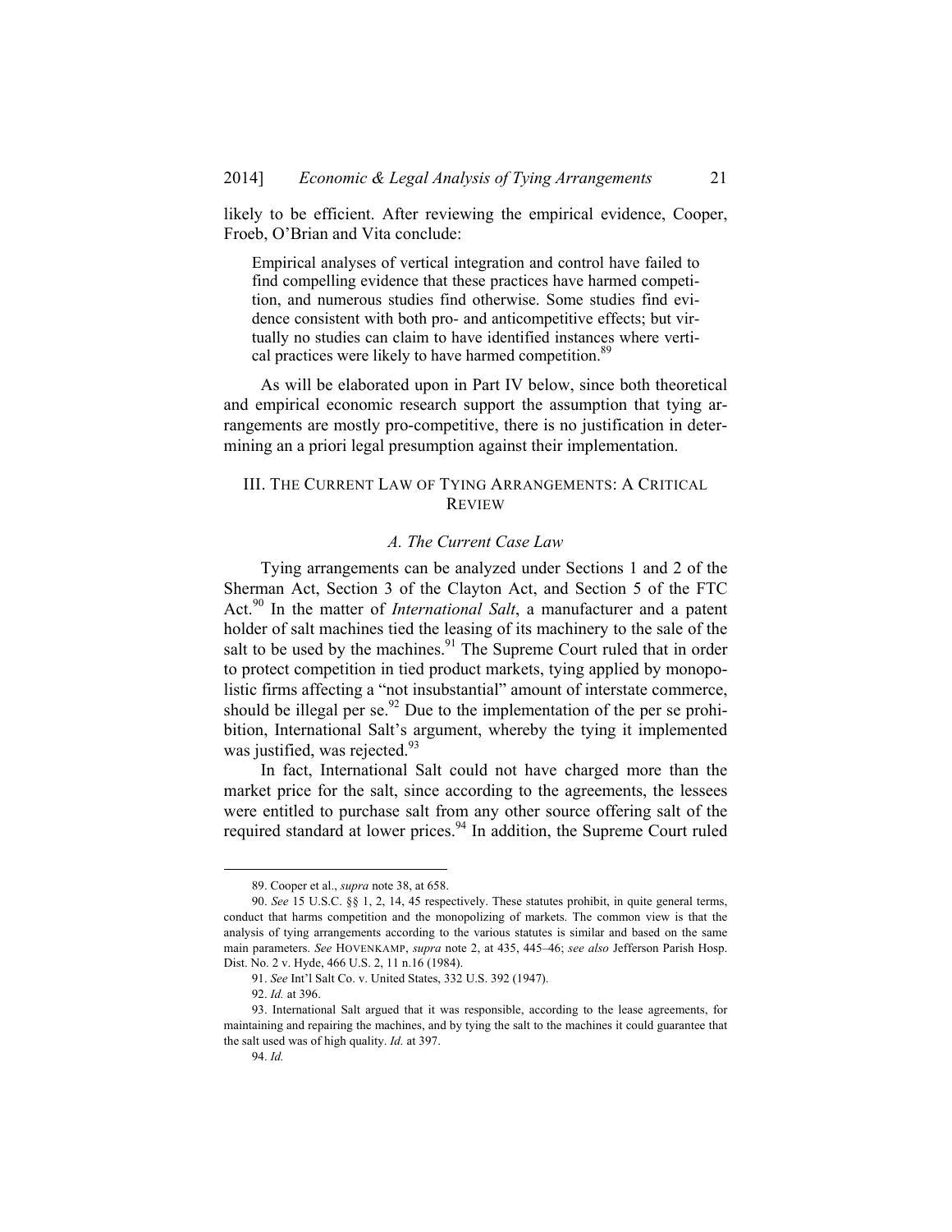likely to be efficient. After reviewing the empirical evidence, Cooper, Froeb, O'Brian and Vita conclude:

> Empirical analyses of vertical integration and control have failed to find compelling evidence that these practices have harmed competition, and numerous studies find otherwise. Some studies find evidence consistent with both pro- and anticompetitive effects; but virtually no studies can claim to have identified instances where vertical practices were likely to have harmed competition.[89]

As will be elaborated upon in Part IV below, since both theoretical and empirical economic research support the assumption that tying arrangements are mostly pro-competitive, there is no justification in determining an a priori legal presumption against their implementation.

## III. The Current Law of Tying Arrangements: A Critical Review

### *A. The Current Case Law*

Tying arrangements can be analyzed under Sections 1 and 2 of the Sherman Act, Section 3 of the Clayton Act, and Section 5 of the FTC Act.[90] In the matter of *International Salt*, a manufacturer and a patent holder of salt machines tied the leasing of its machinery to the sale of the salt to be used by the machines.[91] The Supreme Court ruled that in order to protect competition in tied product markets, tying applied by monopolistic firms affecting a "not insubstantial" amount of interstate commerce, should be illegal per se.[92] Due to the implementation of the per se prohibition, International Salt's argument, whereby the tying it implemented was justified, was rejected.[93]

In fact, International Salt could not have charged more than the market price for the salt, since according to the agreements, the lessees were entitled to purchase salt from any other source offering salt of the required standard at lower prices.[94] In addition, the Supreme Court ruled

---

89. Cooper et al., *supra* note 38, at 658.

90. *See* 15 U.S.C. §§ 1, 2, 14, 45 respectively. These statutes prohibit, in quite general terms, conduct that harms competition and the monopolizing of markets. The common view is that the analysis of tying arrangements according to the various statutes is similar and based on the same main parameters. *See* HOVENKAMP, *supra* note 2, at 435, 445–46; *see also* Jefferson Parish Hosp. Dist. No. 2 v. Hyde, 466 U.S. 2, 11 n.16 (1984).

91. *See* Int'l Salt Co. v. United States, 332 U.S. 392 (1947).

92. *Id.* at 396.

93. International Salt argued that it was responsible, according to the lease agreements, for maintaining and repairing the machines, and by tying the salt to the machines it could guarantee that the salt used was of high quality. *Id.* at 397.

94. *Id.*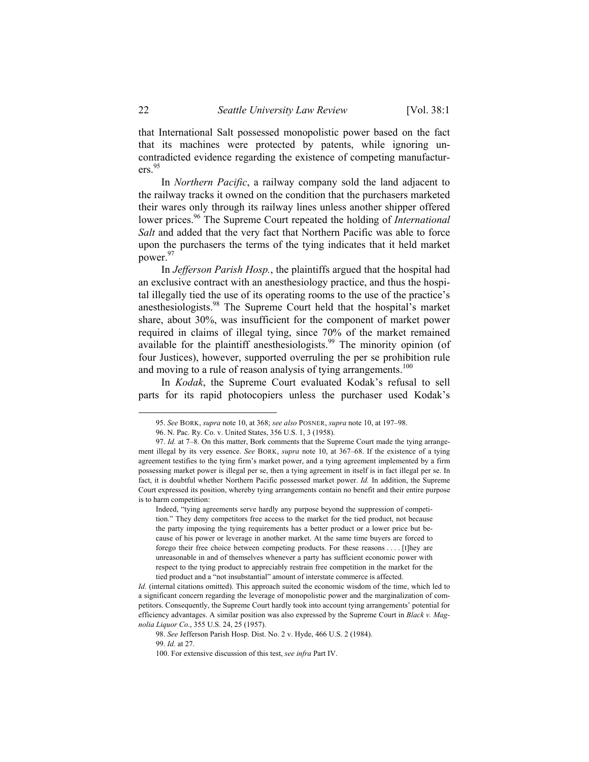that International Salt possessed monopolistic power based on the fact that its machines were protected by patents, while ignoring uncontradicted evidence regarding the existence of competing manufacturers.[95]

In *Northern Pacific*, a railway company sold the land adjacent to the railway tracks it owned on the condition that the purchasers marketed their wares only through its railway lines unless another shipper offered lower prices.[96] The Supreme Court repeated the holding of *International Salt* and added that the very fact that Northern Pacific was able to force upon the purchasers the terms of the tying indicates that it held market power.[97]

In *Jefferson Parish Hosp.*, the plaintiffs argued that the hospital had an exclusive contract with an anesthesiology practice, and thus the hospital illegally tied the use of its operating rooms to the use of the practice's anesthesiologists.[98] The Supreme Court held that the hospital's market share, about 30%, was insufficient for the component of market power required in claims of illegal tying, since 70% of the market remained available for the plaintiff anesthesiologists.[99] The minority opinion (of four Justices), however, supported overruling the per se prohibition rule and moving to a rule of reason analysis of tying arrangements.[100]

In *Kodak*, the Supreme Court evaluated Kodak's refusal to sell parts for its rapid photocopiers unless the purchaser used Kodak's

---

95. *See* BORK, *supra* note 10, at 368; *see also* POSNER, *supra* note 10, at 197–98.

96. N. Pac. Ry. Co. v. United States, 356 U.S. 1, 3 (1958).

97. *Id.* at 7–8. On this matter, Bork comments that the Supreme Court made the tying arrangement illegal by its very essence. *See* BORK, *supra* note 10, at 367–68. If the existence of a tying agreement testifies to the tying firm's market power, and a tying agreement implemented by a firm possessing market power is illegal per se, then a tying agreement in itself is in fact illegal per se. In fact, it is doubtful whether Northern Pacific possessed market power. *Id.* In addition, the Supreme Court expressed its position, whereby tying arrangements contain no benefit and their entire purpose is to harm competition:

> Indeed, "tying agreements serve hardly any purpose beyond the suppression of competition." They deny competitors free access to the market for the tied product, not because the party imposing the tying requirements has a better product or a lower price but because of his power or leverage in another market. At the same time buyers are forced to forego their free choice between competing products. For these reasons . . . . [t]hey are unreasonable in and of themselves whenever a party has sufficient economic power with respect to the tying product to appreciably restrain free competition in the market for the tied product and a "not insubstantial" amount of interstate commerce is affected.

*Id.* (internal citations omitted). This approach suited the economic wisdom of the time, which led to a significant concern regarding the leverage of monopolistic power and the marginalization of competitors. Consequently, the Supreme Court hardly took into account tying arrangements' potential for efficiency advantages. A similar position was also expressed by the Supreme Court in *Black v. Magnolia Liquor Co*., 355 U.S. 24, 25 (1957).

98. *See* Jefferson Parish Hosp. Dist. No. 2 v. Hyde, 466 U.S. 2 (1984).

99. *Id.* at 27.

100. For extensive discussion of this test, *see infra* Part IV.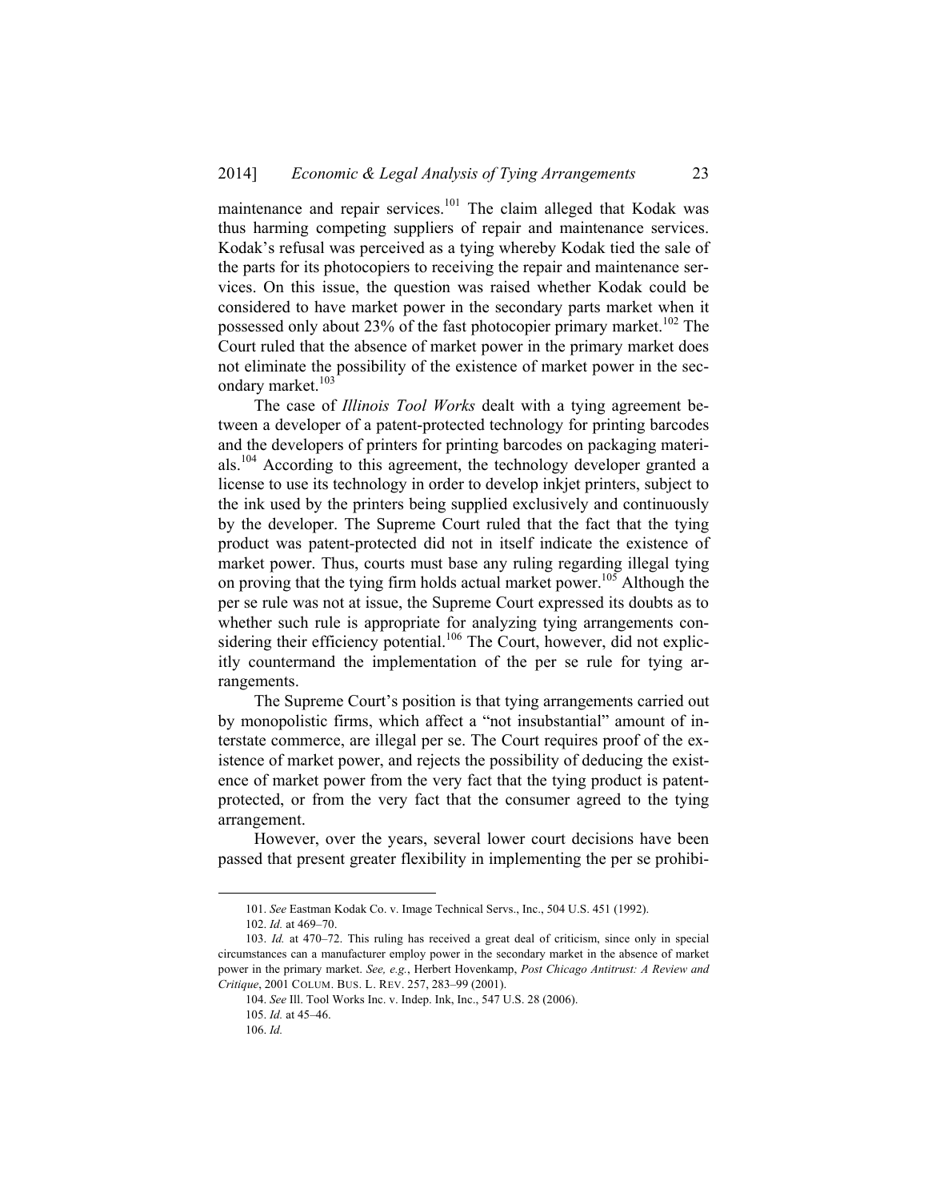maintenance and repair services.[101] The claim alleged that Kodak was thus harming competing suppliers of repair and maintenance services. Kodak's refusal was perceived as a tying whereby Kodak tied the sale of the parts for its photocopiers to receiving the repair and maintenance services. On this issue, the question was raised whether Kodak could be considered to have market power in the secondary parts market when it possessed only about 23% of the fast photocopier primary market.[102] The Court ruled that the absence of market power in the primary market does not eliminate the possibility of the existence of market power in the secondary market.[103]

The case of *Illinois Tool Works* dealt with a tying agreement between a developer of a patent-protected technology for printing barcodes and the developers of printers for printing barcodes on packaging materials.[104] According to this agreement, the technology developer granted a license to use its technology in order to develop inkjet printers, subject to the ink used by the printers being supplied exclusively and continuously by the developer. The Supreme Court ruled that the fact that the tying product was patent-protected did not in itself indicate the existence of market power. Thus, courts must base any ruling regarding illegal tying on proving that the tying firm holds actual market power.[105] Although the per se rule was not at issue, the Supreme Court expressed its doubts as to whether such rule is appropriate for analyzing tying arrangements considering their efficiency potential.[106] The Court, however, did not explicitly countermand the implementation of the per se rule for tying arrangements.

The Supreme Court's position is that tying arrangements carried out by monopolistic firms, which affect a "not insubstantial" amount of interstate commerce, are illegal per se. The Court requires proof of the existence of market power, and rejects the possibility of deducing the existence of market power from the very fact that the tying product is patent-protected, or from the very fact that the consumer agreed to the tying arrangement.

However, over the years, several lower court decisions have been passed that present greater flexibility in implementing the per se prohibi-

---

101. *See* Eastman Kodak Co. v. Image Technical Servs., Inc., 504 U.S. 451 (1992).

102. *Id.* at 469–70.

103. *Id.* at 470–72. This ruling has received a great deal of criticism, since only in special circumstances can a manufacturer employ power in the secondary market in the absence of market power in the primary market. *See, e.g.*, Herbert Hovenkamp, *Post Chicago Antitrust: A Review and Critique*, 2001 COLUM. BUS. L. REV. 257, 283–99 (2001).

104. *See* Ill. Tool Works Inc. v. Indep. Ink, Inc., 547 U.S. 28 (2006).

105. *Id.* at 45–46.

106. *Id.*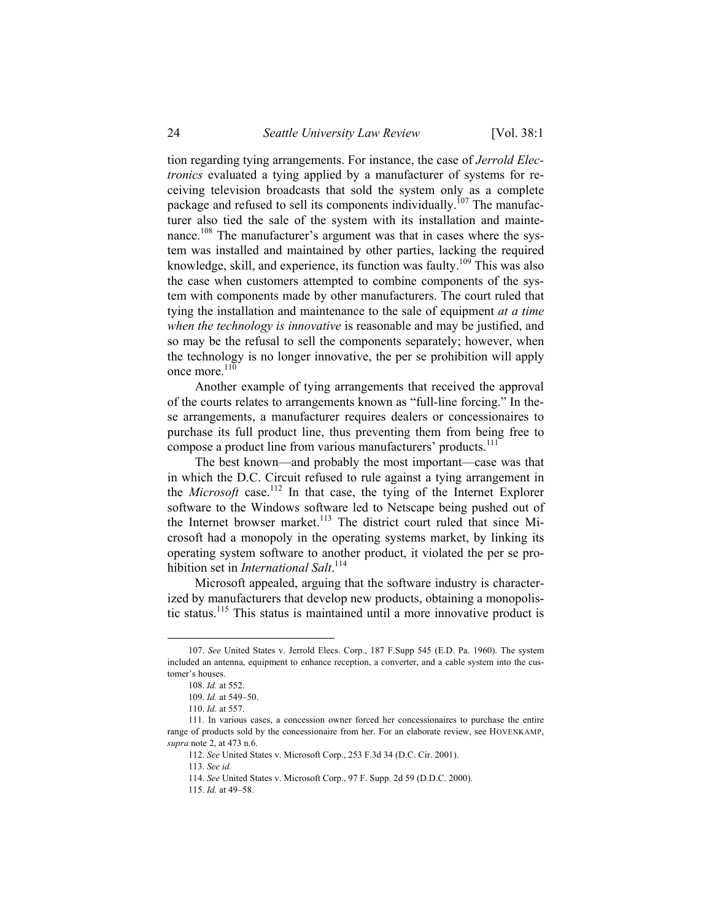tion regarding tying arrangements. For instance, the case of *Jerrold Electronics* evaluated a tying applied by a manufacturer of systems for receiving television broadcasts that sold the system only as a complete package and refused to sell its components individually.[107] The manufacturer also tied the sale of the system with its installation and maintenance.[108] The manufacturer's argument was that in cases where the system was installed and maintained by other parties, lacking the required knowledge, skill, and experience, its function was faulty.[109] This was also the case when customers attempted to combine components of the system with components made by other manufacturers. The court ruled that tying the installation and maintenance to the sale of equipment *at a time when the technology is innovative* is reasonable and may be justified, and so may be the refusal to sell the components separately; however, when the technology is no longer innovative, the per se prohibition will apply once more.[110]

Another example of tying arrangements that received the approval of the courts relates to arrangements known as "full-line forcing." In these arrangements, a manufacturer requires dealers or concessionaires to purchase its full product line, thus preventing them from being free to compose a product line from various manufacturers' products.[111]

The best known—and probably the most important—case was that in which the D.C. Circuit refused to rule against a tying arrangement in the *Microsoft* case.[112] In that case, the tying of the Internet Explorer software to the Windows software led to Netscape being pushed out of the Internet browser market.[113] The district court ruled that since Microsoft had a monopoly in the operating systems market, by linking its operating system software to another product, it violated the per se prohibition set in *International Salt*.[114]

Microsoft appealed, arguing that the software industry is characterized by manufacturers that develop new products, obtaining a monopolistic status.[115] This status is maintained until a more innovative product is

---

107. *See* United States v. Jerrold Elecs. Corp., 187 F.Supp 545 (E.D. Pa. 1960). The system included an antenna, equipment to enhance reception, a converter, and a cable system into the customer's houses.

108. *Id.* at 552.

109. *Id.* at 549–50.

110. *Id.* at 557.

111. In various cases, a concession owner forced her concessionaires to purchase the entire range of products sold by the concessionaire from her. For an elaborate review, see HOVENKAMP, *supra* note 2, at 473 n.6.

112. *See* United States v. Microsoft Corp., 253 F.3d 34 (D.C. Cir. 2001).

113. *See id.*

114. *See* United States v. Microsoft Corp., 97 F. Supp. 2d 59 (D.D.C. 2000).

115. *Id.* at 49–58.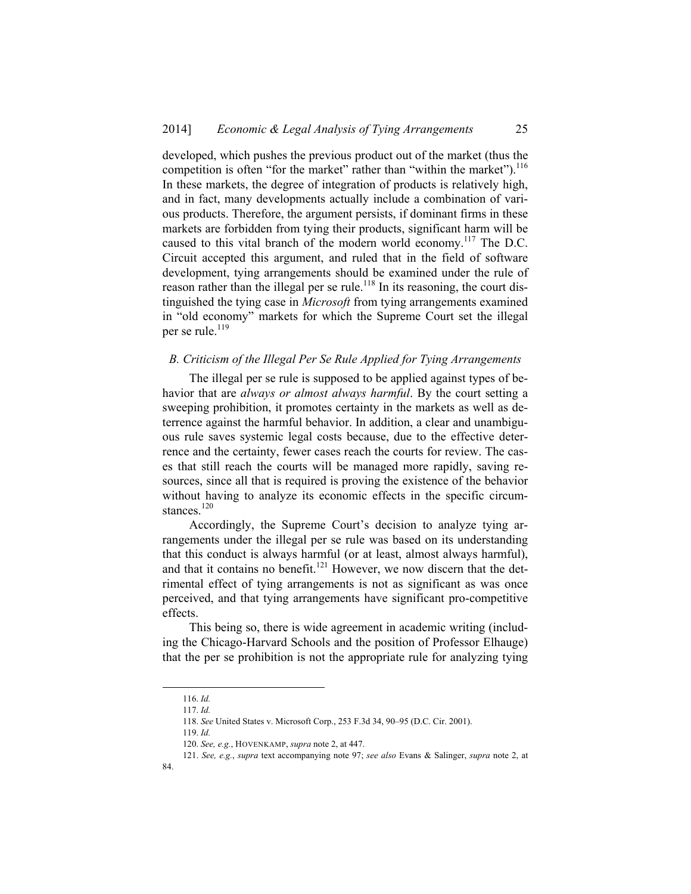developed, which pushes the previous product out of the market (thus the competition is often "for the market" rather than "within the market").[116] In these markets, the degree of integration of products is relatively high, and in fact, many developments actually include a combination of various products. Therefore, the argument persists, if dominant firms in these markets are forbidden from tying their products, significant harm will be caused to this vital branch of the modern world economy.[117] The D.C. Circuit accepted this argument, and ruled that in the field of software development, tying arrangements should be examined under the rule of reason rather than the illegal per se rule.[118] In its reasoning, the court distinguished the tying case in *Microsoft* from tying arrangements examined in "old economy" markets for which the Supreme Court set the illegal per se rule.[119]

### *B. Criticism of the Illegal Per Se Rule Applied for Tying Arrangements*

The illegal per se rule is supposed to be applied against types of behavior that are *always or almost always harmful*. By the court setting a sweeping prohibition, it promotes certainty in the markets as well as deterrence against the harmful behavior. In addition, a clear and unambiguous rule saves systemic legal costs because, due to the effective deterrence and the certainty, fewer cases reach the courts for review. The cases that still reach the courts will be managed more rapidly, saving resources, since all that is required is proving the existence of the behavior without having to analyze its economic effects in the specific circumstances.[120]

Accordingly, the Supreme Court's decision to analyze tying arrangements under the illegal per se rule was based on its understanding that this conduct is always harmful (or at least, almost always harmful), and that it contains no benefit.[121] However, we now discern that the detrimental effect of tying arrangements is not as significant as was once perceived, and that tying arrangements have significant pro-competitive effects.

This being so, there is wide agreement in academic writing (including the Chicago-Harvard Schools and the position of Professor Elhauge) that the per se prohibition is not the appropriate rule for analyzing tying

---

116. *Id.*

117. *Id.*

118. *See* United States v. Microsoft Corp., 253 F.3d 34, 90–95 (D.C. Cir. 2001).

119. *Id.*

120. *See, e.g.*, HOVENKAMP, *supra* note 2, at 447.

121. *See, e.g.*, *supra* text accompanying note 97; *see also* Evans & Salinger, *supra* note 2, at 84.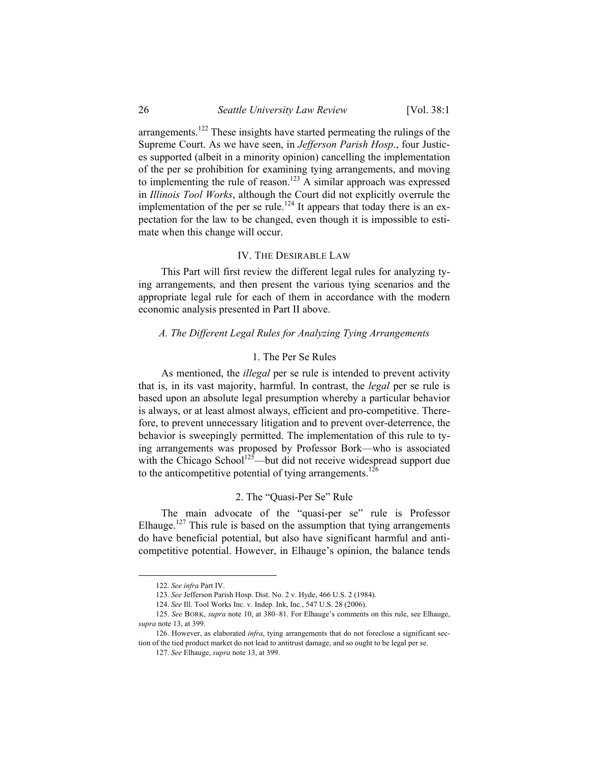arrangements.[122] These insights have started permeating the rulings of the Supreme Court. As we have seen, in *Jefferson Parish Hosp*., four Justices supported (albeit in a minority opinion) cancelling the implementation of the per se prohibition for examining tying arrangements, and moving to implementing the rule of reason.[123] A similar approach was expressed in *Illinois Tool Works*, although the Court did not explicitly overrule the implementation of the per se rule.[124] It appears that today there is an expectation for the law to be changed, even though it is impossible to estimate when this change will occur.

## IV. The Desirable Law

This Part will first review the different legal rules for analyzing tying arrangements, and then present the various tying scenarios and the appropriate legal rule for each of them in accordance with the modern economic analysis presented in Part II above.

### *A. The Different Legal Rules for Analyzing Tying Arrangements*

#### 1. The Per Se Rules

As mentioned, the *illegal* per se rule is intended to prevent activity that is, in its vast majority, harmful. In contrast, the *legal* per se rule is based upon an absolute legal presumption whereby a particular behavior is always, or at least almost always, efficient and pro-competitive. Therefore, to prevent unnecessary litigation and to prevent over-deterrence, the behavior is sweepingly permitted. The implementation of this rule to tying arrangements was proposed by Professor Bork—who is associated with the Chicago School[125]—but did not receive widespread support due to the anticompetitive potential of tying arrangements.[126]

#### 2. The "Quasi-Per Se" Rule

The main advocate of the "quasi-per se" rule is Professor Elhauge.[127] This rule is based on the assumption that tying arrangements do have beneficial potential, but also have significant harmful and anticompetitive potential. However, in Elhauge's opinion, the balance tends

---

122. *See infra* Part IV.

123. *See* Jefferson Parish Hosp. Dist. No. 2 v. Hyde, 466 U.S. 2 (1984).

124. *See* Ill. Tool Works Inc. v. Indep. Ink, Inc., 547 U.S. 28 (2006).

125. *See* BORK, *supra* note 10, at 380–81. For Elhauge's comments on this rule, see Elhauge, *supra* note 13, at 399.

126. However, as elaborated *infra*, tying arrangements that do not foreclose a significant section of the tied product market do not lead to antitrust damage, and so ought to be legal per se.

127. *See* Elhauge, *supra* note 13, at 399.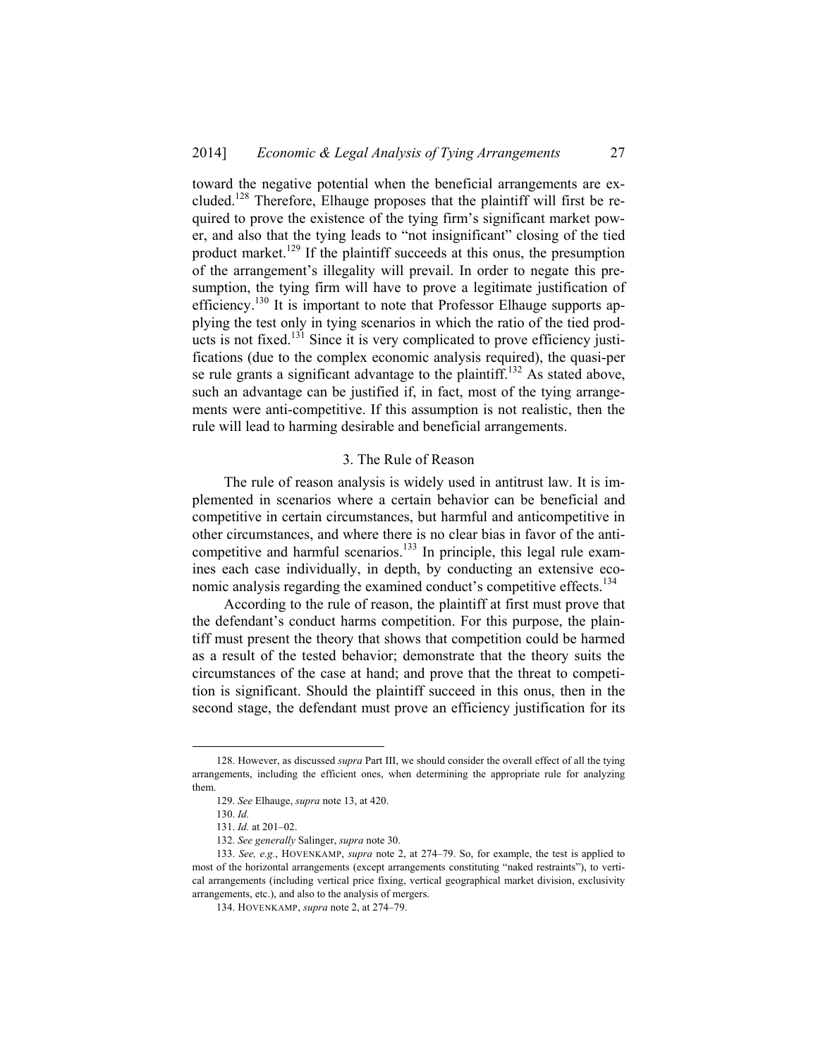toward the negative potential when the beneficial arrangements are excluded.[128] Therefore, Elhauge proposes that the plaintiff will first be required to prove the existence of the tying firm's significant market power, and also that the tying leads to "not insignificant" closing of the tied product market.[129] If the plaintiff succeeds at this onus, the presumption of the arrangement's illegality will prevail. In order to negate this presumption, the tying firm will have to prove a legitimate justification of efficiency.[130] It is important to note that Professor Elhauge supports applying the test only in tying scenarios in which the ratio of the tied products is not fixed.[131] Since it is very complicated to prove efficiency justifications (due to the complex economic analysis required), the quasi-per se rule grants a significant advantage to the plaintiff.[132] As stated above, such an advantage can be justified if, in fact, most of the tying arrangements were anti-competitive. If this assumption is not realistic, then the rule will lead to harming desirable and beneficial arrangements.

### 3. The Rule of Reason

The rule of reason analysis is widely used in antitrust law. It is implemented in scenarios where a certain behavior can be beneficial and competitive in certain circumstances, but harmful and anticompetitive in other circumstances, and where there is no clear bias in favor of the anti-competitive and harmful scenarios.[133] In principle, this legal rule examines each case individually, in depth, by conducting an extensive economic analysis regarding the examined conduct's competitive effects.[134]

According to the rule of reason, the plaintiff at first must prove that the defendant's conduct harms competition. For this purpose, the plaintiff must present the theory that shows that competition could be harmed as a result of the tested behavior; demonstrate that the theory suits the circumstances of the case at hand; and prove that the threat to competition is significant. Should the plaintiff succeed in this onus, then in the second stage, the defendant must prove an efficiency justification for its

---

128. However, as discussed *supra* Part III, we should consider the overall effect of all the tying arrangements, including the efficient ones, when determining the appropriate rule for analyzing them.

129. *See* Elhauge, *supra* note 13, at 420.

130. *Id.*

131. *Id.* at 201–02.

132. *See generally* Salinger, *supra* note 30.

133. *See, e.g.*, HOVENKAMP, *supra* note 2, at 274–79. So, for example, the test is applied to most of the horizontal arrangements (except arrangements constituting "naked restraints"), to vertical arrangements (including vertical price fixing, vertical geographical market division, exclusivity arrangements, etc.), and also to the analysis of mergers.

134. HOVENKAMP, *supra* note 2, at 274–79.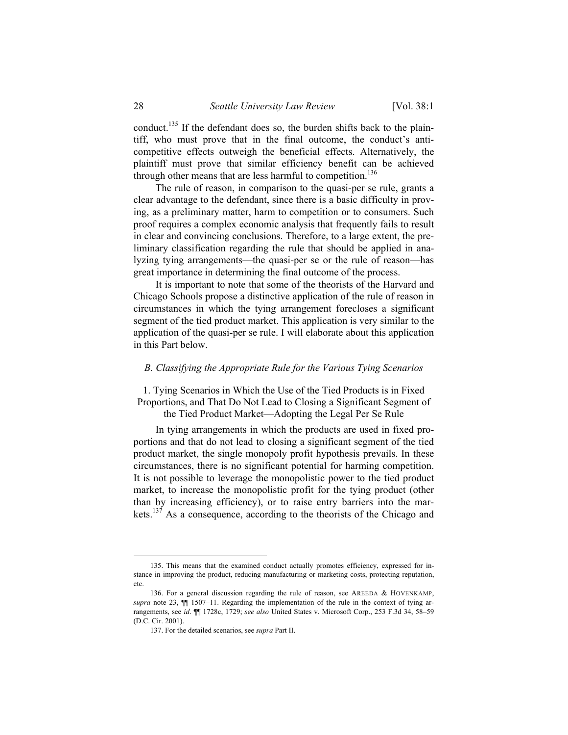conduct.[135] If the defendant does so, the burden shifts back to the plaintiff, who must prove that in the final outcome, the conduct's anticompetitive effects outweigh the beneficial effects. Alternatively, the plaintiff must prove that similar efficiency benefit can be achieved through other means that are less harmful to competition.[136]

The rule of reason, in comparison to the quasi-per se rule, grants a clear advantage to the defendant, since there is a basic difficulty in proving, as a preliminary matter, harm to competition or to consumers. Such proof requires a complex economic analysis that frequently fails to result in clear and convincing conclusions. Therefore, to a large extent, the preliminary classification regarding the rule that should be applied in analyzing tying arrangements—the quasi-per se or the rule of reason—has great importance in determining the final outcome of the process.

It is important to note that some of the theorists of the Harvard and Chicago Schools propose a distinctive application of the rule of reason in circumstances in which the tying arrangement forecloses a significant segment of the tied product market. This application is very similar to the application of the quasi-per se rule. I will elaborate about this application in this Part below.

### *B. Classifying the Appropriate Rule for the Various Tying Scenarios*

#### 1. Tying Scenarios in Which the Use of the Tied Products is in Fixed Proportions, and That Do Not Lead to Closing a Significant Segment of the Tied Product Market—Adopting the Legal Per Se Rule

In tying arrangements in which the products are used in fixed proportions and that do not lead to closing a significant segment of the tied product market, the single monopoly profit hypothesis prevails. In these circumstances, there is no significant potential for harming competition. It is not possible to leverage the monopolistic power to the tied product market, to increase the monopolistic profit for the tying product (other than by increasing efficiency), or to raise entry barriers into the markets.[137] As a consequence, according to the theorists of the Chicago and

---

135. This means that the examined conduct actually promotes efficiency, expressed for instance in improving the product, reducing manufacturing or marketing costs, protecting reputation, etc.

136. For a general discussion regarding the rule of reason, see AREEDA & HOVENKAMP, *supra* note 23, ¶¶ 1507–11. Regarding the implementation of the rule in the context of tying arrangements, see *id*. ¶¶ 1728c, 1729; *see also* United States v. Microsoft Corp., 253 F.3d 34, 58–59 (D.C. Cir. 2001).

137. For the detailed scenarios, see *supra* Part II.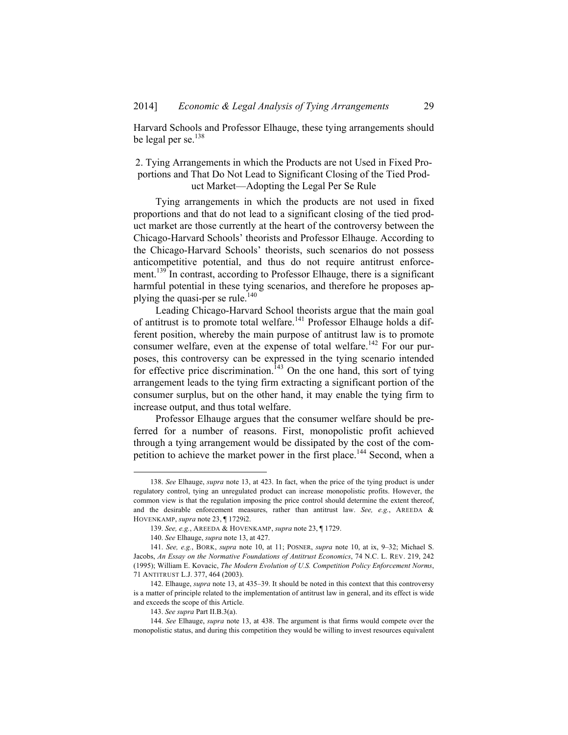Harvard Schools and Professor Elhauge, these tying arrangements should be legal per se.[138]

### 2. Tying Arrangements in which the Products are not Used in Fixed Proportions and That Do Not Lead to Significant Closing of the Tied Product Market—Adopting the Legal Per Se Rule

Tying arrangements in which the products are not used in fixed proportions and that do not lead to a significant closing of the tied product market are those currently at the heart of the controversy between the Chicago-Harvard Schools' theorists and Professor Elhauge. According to the Chicago-Harvard Schools' theorists, such scenarios do not possess anticompetitive potential, and thus do not require antitrust enforcement.[139] In contrast, according to Professor Elhauge, there is a significant harmful potential in these tying scenarios, and therefore he proposes applying the quasi-per se rule.[140]

Leading Chicago-Harvard School theorists argue that the main goal of antitrust is to promote total welfare.[141] Professor Elhauge holds a different position, whereby the main purpose of antitrust law is to promote consumer welfare, even at the expense of total welfare.[142] For our purposes, this controversy can be expressed in the tying scenario intended for effective price discrimination.[143] On the one hand, this sort of tying arrangement leads to the tying firm extracting a significant portion of the consumer surplus, but on the other hand, it may enable the tying firm to increase output, and thus total welfare.

Professor Elhauge argues that the consumer welfare should be preferred for a number of reasons. First, monopolistic profit achieved through a tying arrangement would be dissipated by the cost of the competition to achieve the market power in the first place.[144] Second, when a

---

138. *See* Elhauge, *supra* note 13, at 423. In fact, when the price of the tying product is under regulatory control, tying an unregulated product can increase monopolistic profits. However, the common view is that the regulation imposing the price control should determine the extent thereof, and the desirable enforcement measures, rather than antitrust law. *See, e.g.*, AREEDA & HOVENKAMP, *supra* note 23, ¶ 1729i2.

139. *See, e.g.*, AREEDA & HOVENKAMP, *supra* note 23, ¶ 1729.

140. *See* Elhauge, *supra* note 13, at 427.

141. *See, e.g.*, BORK, *supra* note 10, at 11; POSNER, *supra* note 10, at ix, 9–32; Michael S. Jacobs, *An Essay on the Normative Foundations of Antitrust Economics*, 74 N.C. L. REV. 219, 242 (1995); William E. Kovacic, *The Modern Evolution of U.S. Competition Policy Enforcement Norms*, 71 ANTITRUST L.J. 377, 464 (2003).

142. Elhauge, *supra* note 13, at 435–39. It should be noted in this context that this controversy is a matter of principle related to the implementation of antitrust law in general, and its effect is wide and exceeds the scope of this Article.

143. *See supra* Part II.B.3(a).

144. *See* Elhauge, *supra* note 13, at 438. The argument is that firms would compete over the monopolistic status, and during this competition they would be willing to invest resources equivalent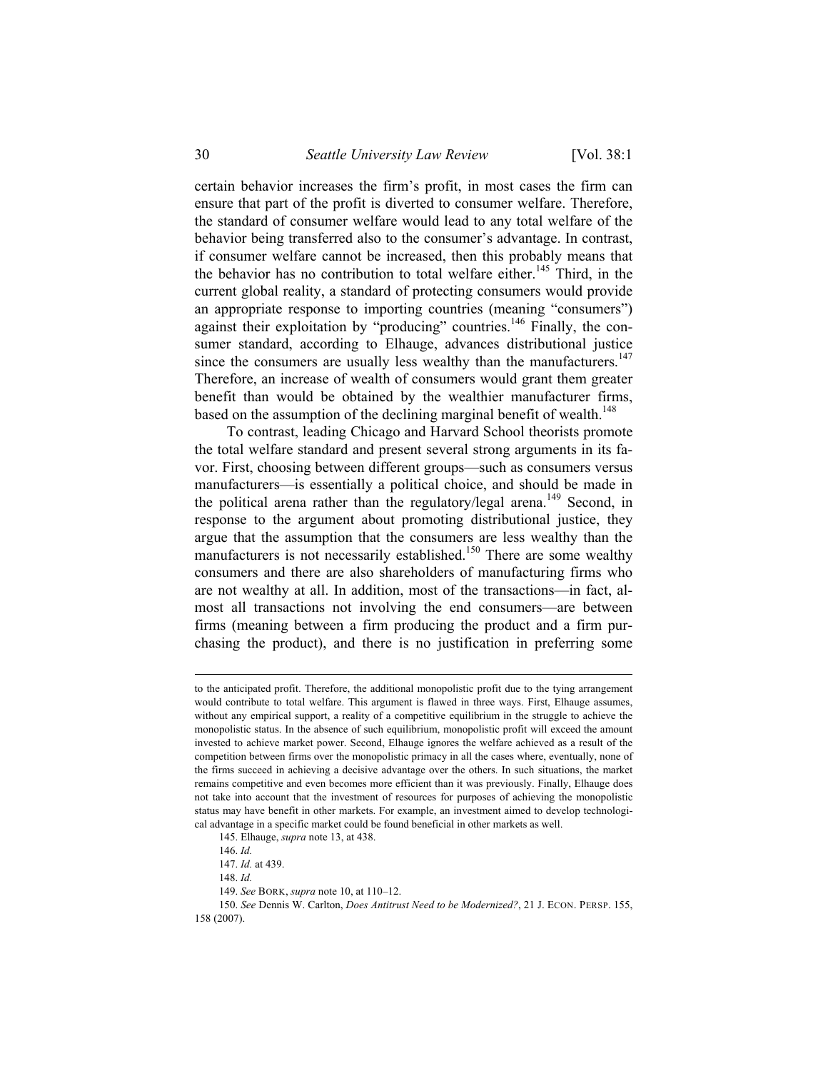certain behavior increases the firm's profit, in most cases the firm can ensure that part of the profit is diverted to consumer welfare. Therefore, the standard of consumer welfare would lead to any total welfare of the behavior being transferred also to the consumer's advantage. In contrast, if consumer welfare cannot be increased, then this probably means that the behavior has no contribution to total welfare either.[145] Third, in the current global reality, a standard of protecting consumers would provide an appropriate response to importing countries (meaning "consumers") against their exploitation by "producing" countries.[146] Finally, the consumer standard, according to Elhauge, advances distributional justice since the consumers are usually less wealthy than the manufacturers.[147] Therefore, an increase of wealth of consumers would grant them greater benefit than would be obtained by the wealthier manufacturer firms, based on the assumption of the declining marginal benefit of wealth.[148]

To contrast, leading Chicago and Harvard School theorists promote the total welfare standard and present several strong arguments in its favor. First, choosing between different groups—such as consumers versus manufacturers—is essentially a political choice, and should be made in the political arena rather than the regulatory/legal arena.[149] Second, in response to the argument about promoting distributional justice, they argue that the assumption that the consumers are less wealthy than the manufacturers is not necessarily established.[150] There are some wealthy consumers and there are also shareholders of manufacturing firms who are not wealthy at all. In addition, most of the transactions—in fact, almost all transactions not involving the end consumers—are between firms (meaning between a firm producing the product and a firm purchasing the product), and there is no justification in preferring some

---

to the anticipated profit. Therefore, the additional monopolistic profit due to the tying arrangement would contribute to total welfare. This argument is flawed in three ways. First, Elhauge assumes, without any empirical support, a reality of a competitive equilibrium in the struggle to achieve the monopolistic status. In the absence of such equilibrium, monopolistic profit will exceed the amount invested to achieve market power. Second, Elhauge ignores the welfare achieved as a result of the competition between firms over the monopolistic primacy in all the cases where, eventually, none of the firms succeed in achieving a decisive advantage over the others. In such situations, the market remains competitive and even becomes more efficient than it was previously. Finally, Elhauge does not take into account that the investment of resources for purposes of achieving the monopolistic status may have benefit in other markets. For example, an investment aimed to develop technological advantage in a specific market could be found beneficial in other markets as well.

145. Elhauge, *supra* note 13, at 438.

146. *Id.*

147. *Id.* at 439.

148. *Id.*

149. *See* BORK, *supra* note 10, at 110–12.

150. *See* Dennis W. Carlton, *Does Antitrust Need to be Modernized?*, 21 J. ECON. PERSP. 155, 158 (2007).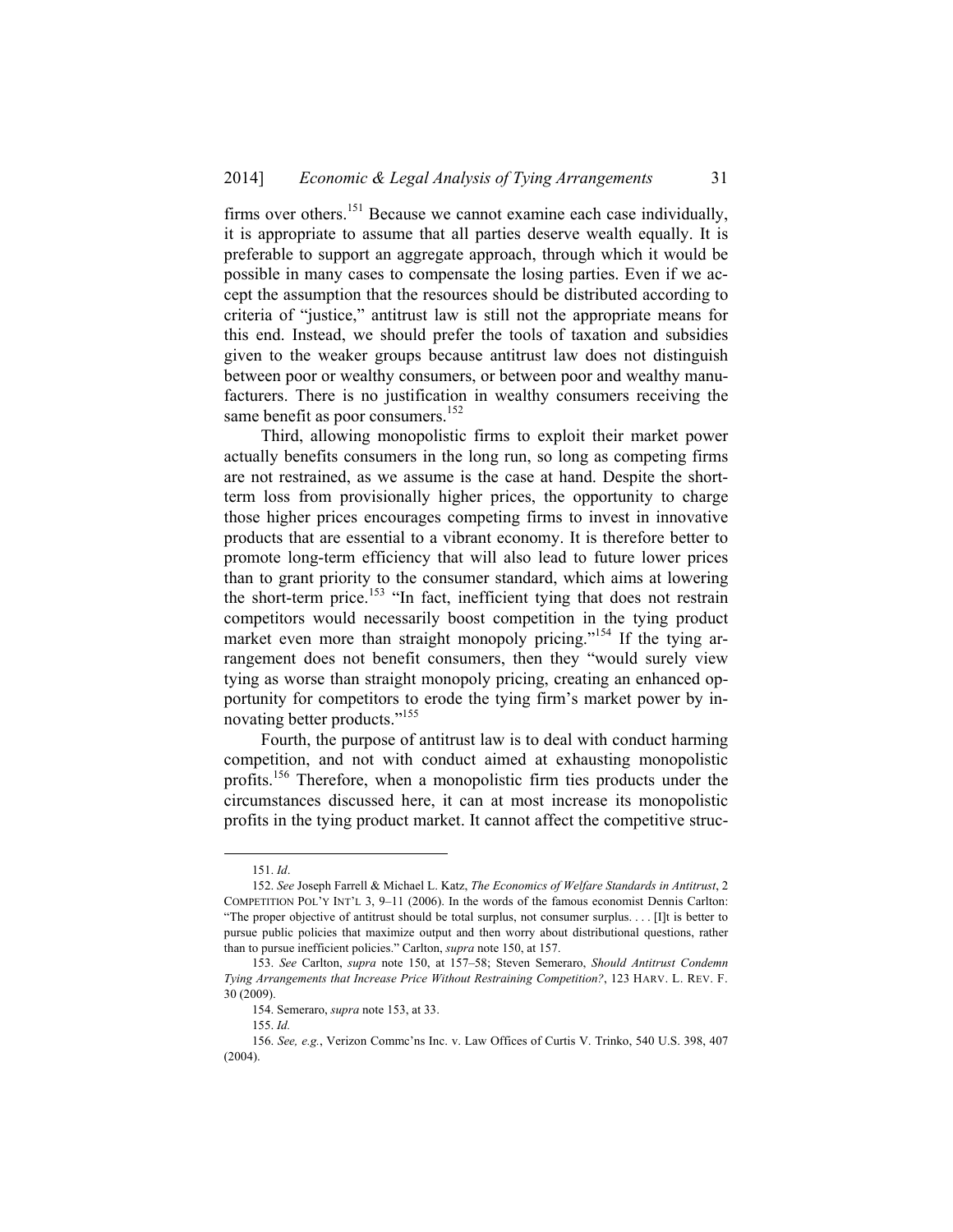firms over others.[151] Because we cannot examine each case individually, it is appropriate to assume that all parties deserve wealth equally. It is preferable to support an aggregate approach, through which it would be possible in many cases to compensate the losing parties. Even if we accept the assumption that the resources should be distributed according to criteria of "justice," antitrust law is still not the appropriate means for this end. Instead, we should prefer the tools of taxation and subsidies given to the weaker groups because antitrust law does not distinguish between poor or wealthy consumers, or between poor and wealthy manufacturers. There is no justification in wealthy consumers receiving the same benefit as poor consumers.[152]

Third, allowing monopolistic firms to exploit their market power actually benefits consumers in the long run, so long as competing firms are not restrained, as we assume is the case at hand. Despite the short-term loss from provisionally higher prices, the opportunity to charge those higher prices encourages competing firms to invest in innovative products that are essential to a vibrant economy. It is therefore better to promote long-term efficiency that will also lead to future lower prices than to grant priority to the consumer standard, which aims at lowering the short-term price.[153] "In fact, inefficient tying that does not restrain competitors would necessarily boost competition in the tying product market even more than straight monopoly pricing."[154] If the tying arrangement does not benefit consumers, then they "would surely view tying as worse than straight monopoly pricing, creating an enhanced opportunity for competitors to erode the tying firm's market power by innovating better products."[155]

Fourth, the purpose of antitrust law is to deal with conduct harming competition, and not with conduct aimed at exhausting monopolistic profits.[156] Therefore, when a monopolistic firm ties products under the circumstances discussed here, it can at most increase its monopolistic profits in the tying product market. It cannot affect the competitive struc-

---

151. *Id*.

152. *See* Joseph Farrell & Michael L. Katz, *The Economics of Welfare Standards in Antitrust*, 2 COMPETITION POL'Y INT'L 3, 9–11 (2006). In the words of the famous economist Dennis Carlton: "The proper objective of antitrust should be total surplus, not consumer surplus. . . . [I]t is better to pursue public policies that maximize output and then worry about distributional questions, rather than to pursue inefficient policies." Carlton, *supra* note 150, at 157.

153. *See* Carlton, *supra* note 150, at 157–58; Steven Semeraro, *Should Antitrust Condemn Tying Arrangements that Increase Price Without Restraining Competition?*, 123 HARV. L. REV. F. 30 (2009).

154. Semeraro, *supra* note 153, at 33.

155. *Id.*

156. *See, e.g.*, Verizon Commc'ns Inc. v. Law Offices of Curtis V. Trinko, 540 U.S. 398, 407 (2004).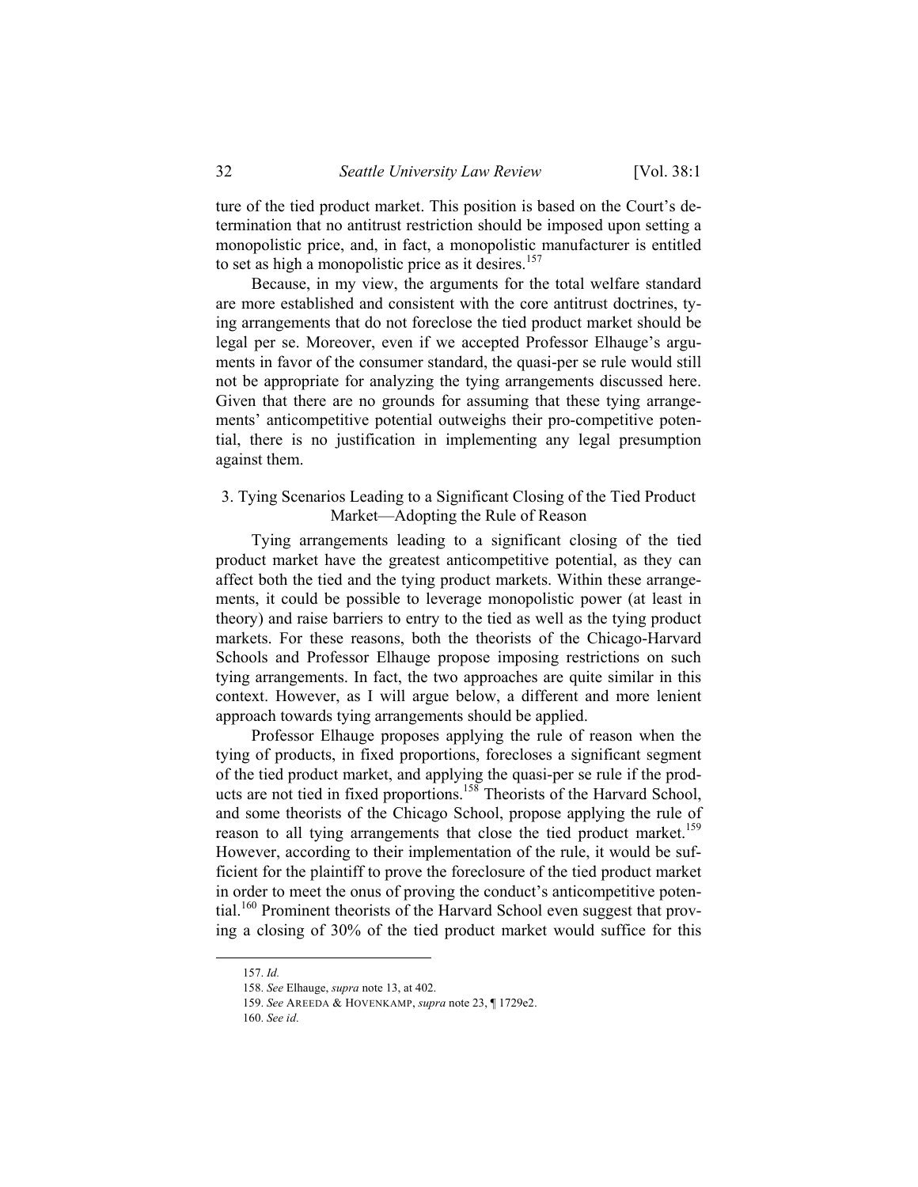ture of the tied product market. This position is based on the Court's determination that no antitrust restriction should be imposed upon setting a monopolistic price, and, in fact, a monopolistic manufacturer is entitled to set as high a monopolistic price as it desires.[157]

Because, in my view, the arguments for the total welfare standard are more established and consistent with the core antitrust doctrines, tying arrangements that do not foreclose the tied product market should be legal per se. Moreover, even if we accepted Professor Elhauge's arguments in favor of the consumer standard, the quasi-per se rule would still not be appropriate for analyzing the tying arrangements discussed here. Given that there are no grounds for assuming that these tying arrangements' anticompetitive potential outweighs their pro-competitive potential, there is no justification in implementing any legal presumption against them.

### 3. Tying Scenarios Leading to a Significant Closing of the Tied Product Market—Adopting the Rule of Reason

Tying arrangements leading to a significant closing of the tied product market have the greatest anticompetitive potential, as they can affect both the tied and the tying product markets. Within these arrangements, it could be possible to leverage monopolistic power (at least in theory) and raise barriers to entry to the tied as well as the tying product markets. For these reasons, both the theorists of the Chicago-Harvard Schools and Professor Elhauge propose imposing restrictions on such tying arrangements. In fact, the two approaches are quite similar in this context. However, as I will argue below, a different and more lenient approach towards tying arrangements should be applied.

Professor Elhauge proposes applying the rule of reason when the tying of products, in fixed proportions, forecloses a significant segment of the tied product market, and applying the quasi-per se rule if the products are not tied in fixed proportions.[158] Theorists of the Harvard School, and some theorists of the Chicago School, propose applying the rule of reason to all tying arrangements that close the tied product market.[159] However, according to their implementation of the rule, it would be sufficient for the plaintiff to prove the foreclosure of the tied product market in order to meet the onus of proving the conduct's anticompetitive potential.[160] Prominent theorists of the Harvard School even suggest that proving a closing of 30% of the tied product market would suffice for this

---

157. *Id.*

158. *See* Elhauge, *supra* note 13, at 402.

159. *See* AREEDA & HOVENKAMP, *supra* note 23, ¶ 1729e2.

160. *See id.*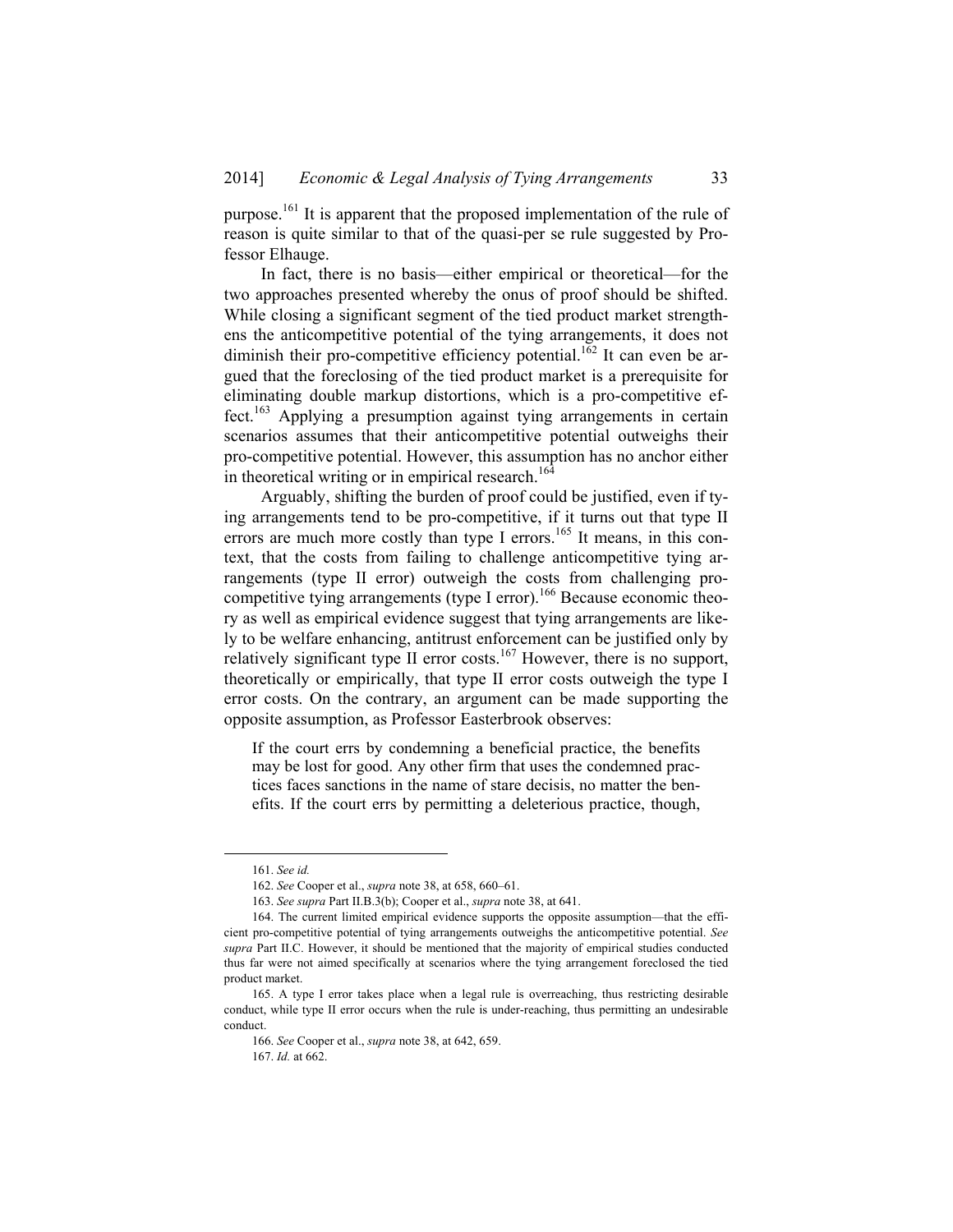purpose.[161] It is apparent that the proposed implementation of the rule of reason is quite similar to that of the quasi-per se rule suggested by Professor Elhauge.

In fact, there is no basis—either empirical or theoretical—for the two approaches presented whereby the onus of proof should be shifted. While closing a significant segment of the tied product market strengthens the anticompetitive potential of the tying arrangements, it does not diminish their pro-competitive efficiency potential.[162] It can even be argued that the foreclosing of the tied product market is a prerequisite for eliminating double markup distortions, which is a pro-competitive effect.[163] Applying a presumption against tying arrangements in certain scenarios assumes that their anticompetitive potential outweighs their pro-competitive potential. However, this assumption has no anchor either in theoretical writing or in empirical research.[164]

Arguably, shifting the burden of proof could be justified, even if tying arrangements tend to be pro-competitive, if it turns out that type II errors are much more costly than type I errors.[165] It means, in this context, that the costs from failing to challenge anticompetitive tying arrangements (type II error) outweigh the costs from challenging pro-competitive tying arrangements (type I error).[166] Because economic theory as well as empirical evidence suggest that tying arrangements are likely to be welfare enhancing, antitrust enforcement can be justified only by relatively significant type II error costs.[167] However, there is no support, theoretically or empirically, that type II error costs outweigh the type I error costs. On the contrary, an argument can be made supporting the opposite assumption, as Professor Easterbrook observes:

> If the court errs by condemning a beneficial practice, the benefits may be lost for good. Any other firm that uses the condemned practices faces sanctions in the name of stare decisis, no matter the benefits. If the court errs by permitting a deleterious practice, though,

---

161. *See id.*

162. *See* Cooper et al., *supra* note 38, at 658, 660–61.

163. *See supra* Part II.B.3(b); Cooper et al., *supra* note 38, at 641.

164. The current limited empirical evidence supports the opposite assumption—that the efficient pro-competitive potential of tying arrangements outweighs the anticompetitive potential. *See supra* Part II.C. However, it should be mentioned that the majority of empirical studies conducted thus far were not aimed specifically at scenarios where the tying arrangement foreclosed the tied product market.

165. A type I error takes place when a legal rule is overreaching, thus restricting desirable conduct, while type II error occurs when the rule is under-reaching, thus permitting an undesirable conduct.

166. *See* Cooper et al., *supra* note 38, at 642, 659.

167. *Id.* at 662.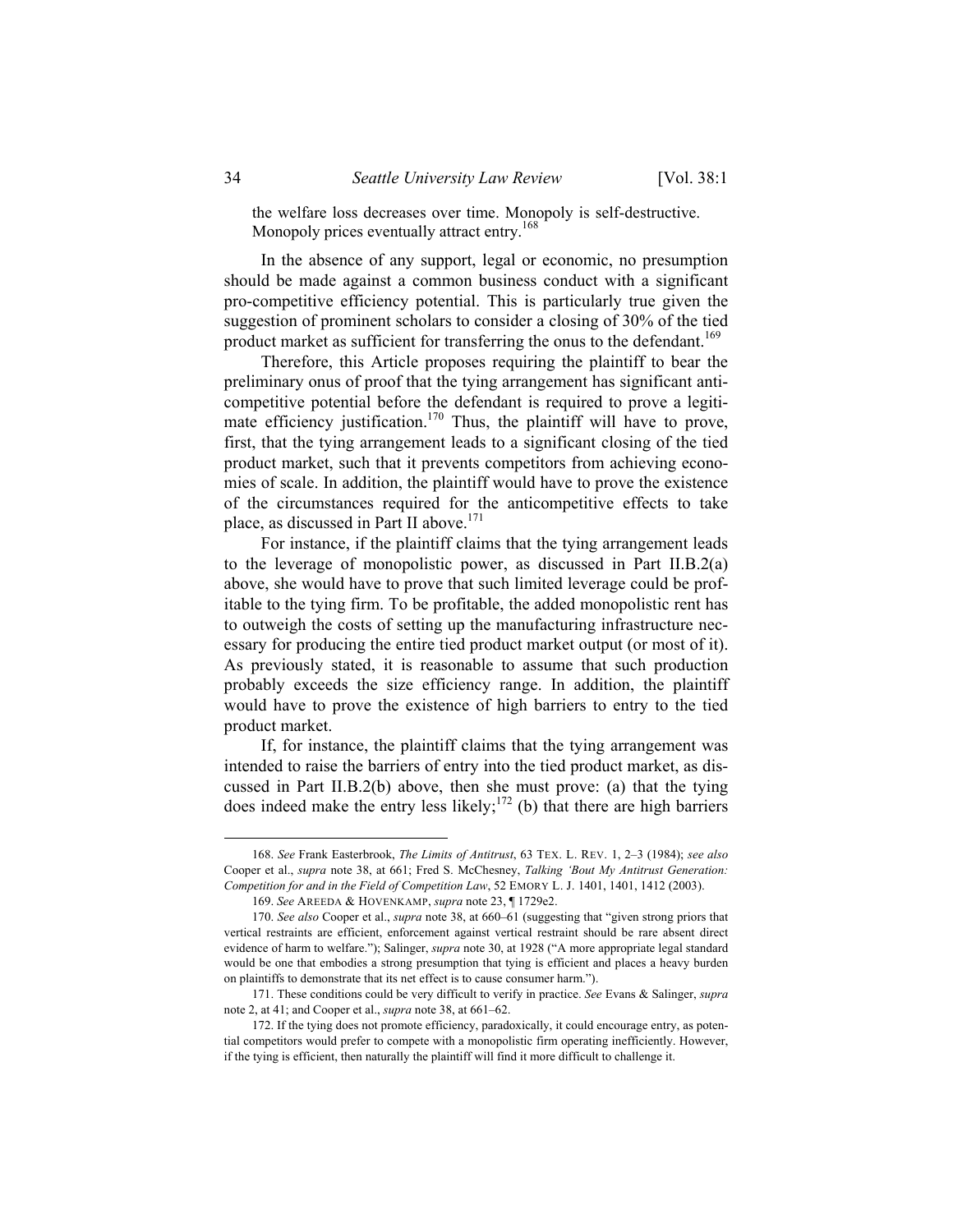the welfare loss decreases over time. Monopoly is self-destructive. Monopoly prices eventually attract entry.[168]

In the absence of any support, legal or economic, no presumption should be made against a common business conduct with a significant pro-competitive efficiency potential. This is particularly true given the suggestion of prominent scholars to consider a closing of 30% of the tied product market as sufficient for transferring the onus to the defendant.[169]

Therefore, this Article proposes requiring the plaintiff to bear the preliminary onus of proof that the tying arrangement has significant anti-competitive potential before the defendant is required to prove a legitimate efficiency justification.[170] Thus, the plaintiff will have to prove, first, that the tying arrangement leads to a significant closing of the tied product market, such that it prevents competitors from achieving economies of scale. In addition, the plaintiff would have to prove the existence of the circumstances required for the anticompetitive effects to take place, as discussed in Part II above.[171]

For instance, if the plaintiff claims that the tying arrangement leads to the leverage of monopolistic power, as discussed in Part II.B.2(a) above, she would have to prove that such limited leverage could be profitable to the tying firm. To be profitable, the added monopolistic rent has to outweigh the costs of setting up the manufacturing infrastructure necessary for producing the entire tied product market output (or most of it). As previously stated, it is reasonable to assume that such production probably exceeds the size efficiency range. In addition, the plaintiff would have to prove the existence of high barriers to entry to the tied product market.

If, for instance, the plaintiff claims that the tying arrangement was intended to raise the barriers of entry into the tied product market, as discussed in Part II.B.2(b) above, then she must prove: (a) that the tying does indeed make the entry less likely;[172] (b) that there are high barriers

---

168. *See* Frank Easterbrook, *The Limits of Antitrust*, 63 TEX. L. REV. 1, 2–3 (1984); *see also* Cooper et al., *supra* note 38, at 661; Fred S. McChesney, *Talking 'Bout My Antitrust Generation: Competition for and in the Field of Competition Law*, 52 EMORY L. J. 1401, 1401, 1412 (2003).

169. *See* AREEDA & HOVENKAMP, *supra* note 23, ¶ 1729e2.

170. *See also* Cooper et al., *supra* note 38, at 660–61 (suggesting that "given strong priors that vertical restraints are efficient, enforcement against vertical restraint should be rare absent direct evidence of harm to welfare."); Salinger, *supra* note 30, at 1928 ("A more appropriate legal standard would be one that embodies a strong presumption that tying is efficient and places a heavy burden on plaintiffs to demonstrate that its net effect is to cause consumer harm.").

171. These conditions could be very difficult to verify in practice. *See* Evans & Salinger, *supra* note 2, at 41; and Cooper et al., *supra* note 38, at 661–62.

172. If the tying does not promote efficiency, paradoxically, it could encourage entry, as potential competitors would prefer to compete with a monopolistic firm operating inefficiently. However, if the tying is efficient, then naturally the plaintiff will find it more difficult to challenge it.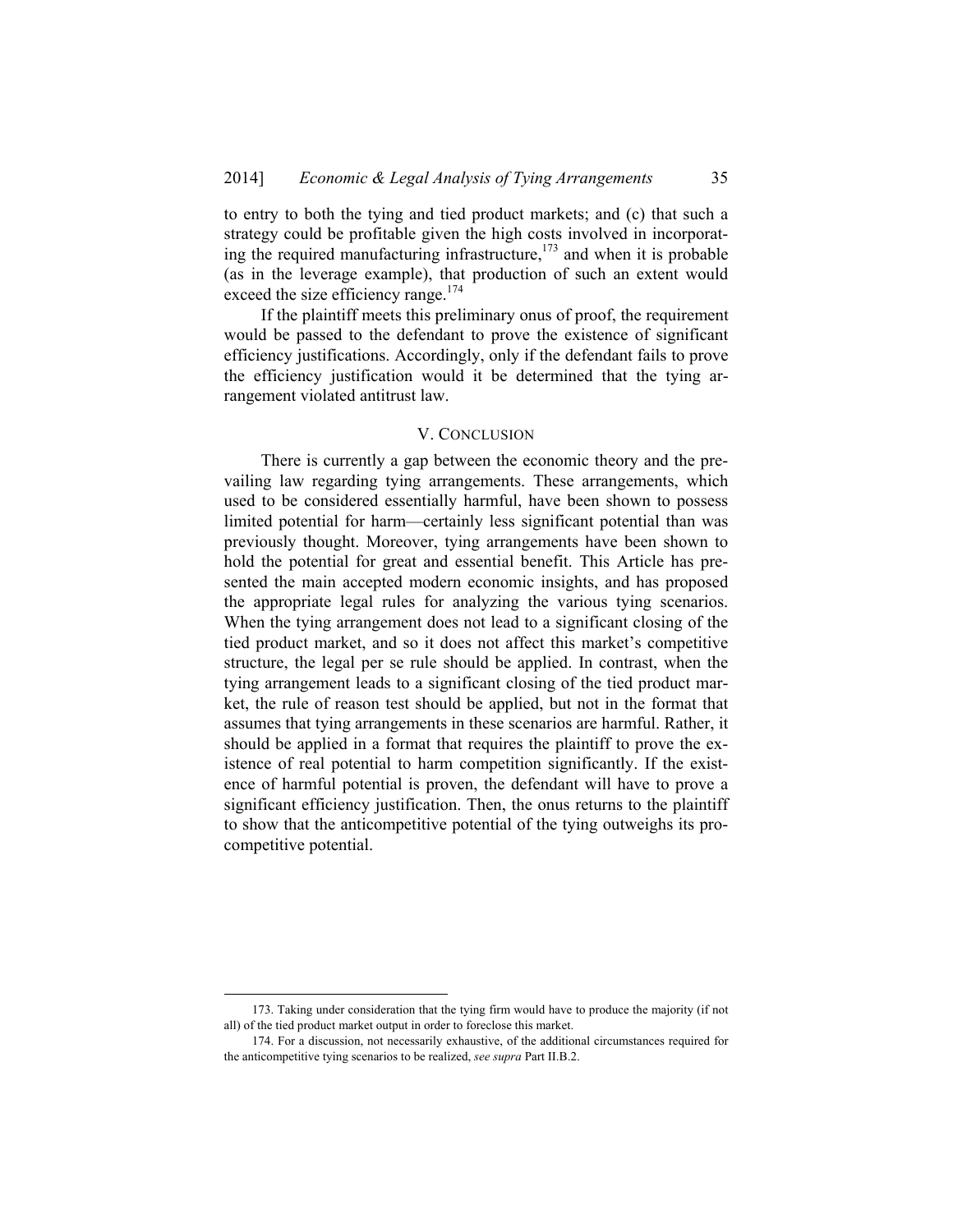to entry to both the tying and tied product markets; and (c) that such a strategy could be profitable given the high costs involved in incorporating the required manufacturing infrastructure,[173] and when it is probable (as in the leverage example), that production of such an extent would exceed the size efficiency range.[174]

If the plaintiff meets this preliminary onus of proof, the requirement would be passed to the defendant to prove the existence of significant efficiency justifications. Accordingly, only if the defendant fails to prove the efficiency justification would it be determined that the tying arrangement violated antitrust law.

## V. CONCLUSION

There is currently a gap between the economic theory and the prevailing law regarding tying arrangements. These arrangements, which used to be considered essentially harmful, have been shown to possess limited potential for harm—certainly less significant potential than was previously thought. Moreover, tying arrangements have been shown to hold the potential for great and essential benefit. This Article has presented the main accepted modern economic insights, and has proposed the appropriate legal rules for analyzing the various tying scenarios. When the tying arrangement does not lead to a significant closing of the tied product market, and so it does not affect this market's competitive structure, the legal per se rule should be applied. In contrast, when the tying arrangement leads to a significant closing of the tied product market, the rule of reason test should be applied, but not in the format that assumes that tying arrangements in these scenarios are harmful. Rather, it should be applied in a format that requires the plaintiff to prove the existence of real potential to harm competition significantly. If the existence of harmful potential is proven, the defendant will have to prove a significant efficiency justification. Then, the onus returns to the plaintiff to show that the anticompetitive potential of the tying outweighs its procompetitive potential.

---

173. Taking under consideration that the tying firm would have to produce the majority (if not all) of the tied product market output in order to foreclose this market.

174. For a discussion, not necessarily exhaustive, of the additional circumstances required for the anticompetitive tying scenarios to be realized, *see supra* Part II.B.2.